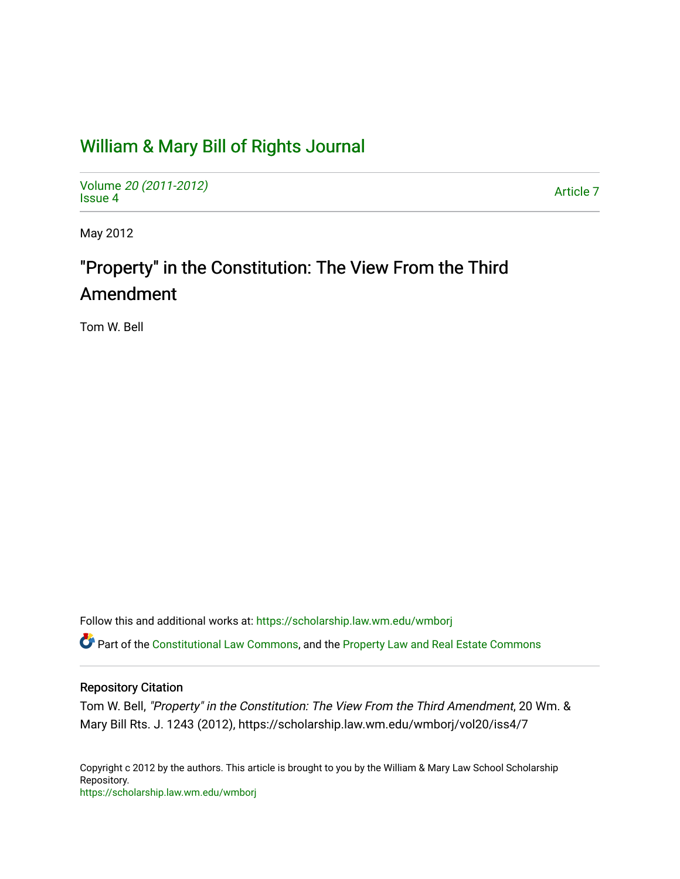# William & Mary Bill of Rights Journal

Volume *20 (2011-2012)*
Issue 4

Article 7

May 2012

## "Property" in the Constitution: The View From the Third Amendment

Tom W. Bell

Follow this and additional works at: https://scholarship.law.wm.edu/wmborj

Part of the Constitutional Law Commons, and the Property Law and Real Estate Commons

### Repository Citation

Tom W. Bell, *"Property" in the Constitution: The View From the Third Amendment*, 20 Wm. & Mary Bill Rts. J. 1243 (2012), https://scholarship.law.wm.edu/wmborj/vol20/iss4/7

Copyright c 2012 by the authors. This article is brought to you by the William & Mary Law School Scholarship Repository.
https://scholarship.law.wm.edu/wmborj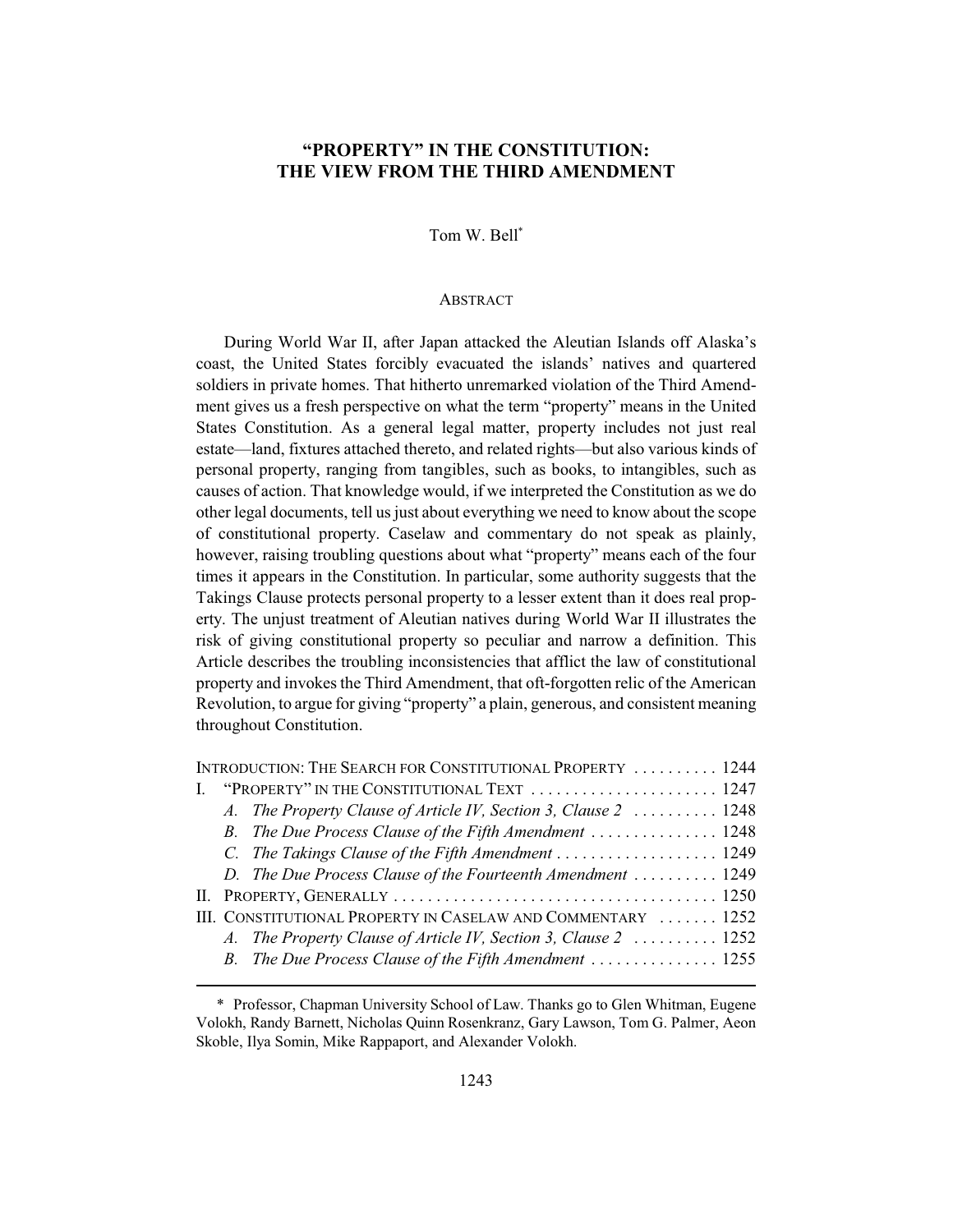# "PROPERTY" IN THE CONSTITUTION: THE VIEW FROM THE THIRD AMENDMENT

Tom W. Bell*

## ABSTRACT

During World War II, after Japan attacked the Aleutian Islands off Alaska's coast, the United States forcibly evacuated the islands' natives and quartered soldiers in private homes. That hitherto unremarked violation of the Third Amendment gives us a fresh perspective on what the term "property" means in the United States Constitution. As a general legal matter, property includes not just real estate—land, fixtures attached thereto, and related rights—but also various kinds of personal property, ranging from tangibles, such as books, to intangibles, such as causes of action. That knowledge would, if we interpreted the Constitution as we do other legal documents, tell us just about everything we need to know about the scope of constitutional property. Caselaw and commentary do not speak as plainly, however, raising troubling questions about what "property" means each of the four times it appears in the Constitution. In particular, some authority suggests that the Takings Clause protects personal property to a lesser extent than it does real property. The unjust treatment of Aleutian natives during World War II illustrates the risk of giving constitutional property so peculiar and narrow a definition. This Article describes the troubling inconsistencies that afflict the law of constitutional property and invokes the Third Amendment, that oft-forgotten relic of the American Revolution, to argue for giving "property" a plain, generous, and consistent meaning throughout Constitution.

INTRODUCTION: THE SEARCH FOR CONSTITUTIONAL PROPERTY .......... 1244
I. "PROPERTY" IN THE CONSTITUTIONAL TEXT ...................... 1247
   A. *The Property Clause of Article IV, Section 3, Clause 2* .......... 1248
   B. *The Due Process Clause of the Fifth Amendment* ............... 1248
   C. *The Takings Clause of the Fifth Amendment* ................... 1249
   D. *The Due Process Clause of the Fourteenth Amendment* .......... 1249
II. PROPERTY, GENERALLY ..................................... 1250
III. CONSTITUTIONAL PROPERTY IN CASELAW AND COMMENTARY ....... 1252
   A. *The Property Clause of Article IV, Section 3, Clause 2* .......... 1252
   B. *The Due Process Clause of the Fifth Amendment* ............... 1255

---

\* Professor, Chapman University School of Law. Thanks go to Glen Whitman, Eugene Volokh, Randy Barnett, Nicholas Quinn Rosenkranz, Gary Lawson, Tom G. Palmer, Aeon Skoble, Ilya Somin, Mike Rappaport, and Alexander Volokh.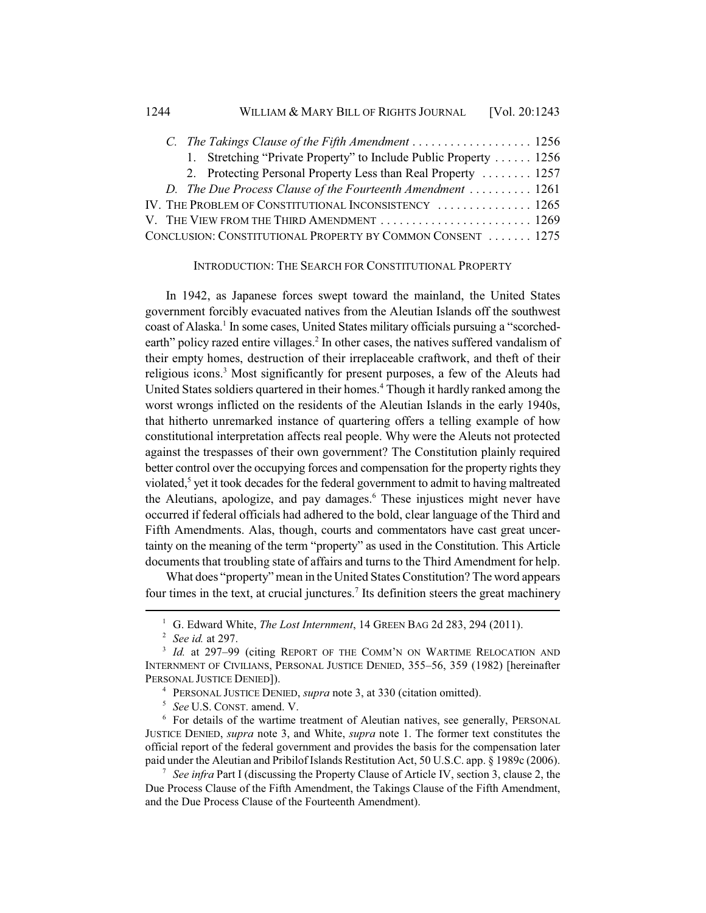C. *The Takings Clause of the Fifth Amendment* . . . . . . . . . . . . . . . . . . . 1256
   1. Stretching "Private Property" to Include Public Property . . . . . . 1256
   2. Protecting Personal Property Less than Real Property . . . . . . . . 1257
D. *The Due Process Clause of the Fourteenth Amendment* . . . . . . . . . . 1261

IV. THE PROBLEM OF CONSTITUTIONAL INCONSISTENCY . . . . . . . . . . . . . . . 1265

V. THE VIEW FROM THE THIRD AMENDMENT . . . . . . . . . . . . . . . . . . . . . . . . 1269

CONCLUSION: CONSTITUTIONAL PROPERTY BY COMMON CONSENT . . . . . . . 1275

## INTRODUCTION: THE SEARCH FOR CONSTITUTIONAL PROPERTY

In 1942, as Japanese forces swept toward the mainland, the United States government forcibly evacuated natives from the Aleutian Islands off the southwest coast of Alaska.[1] In some cases, United States military officials pursuing a "scorched-earth" policy razed entire villages.[2] In other cases, the natives suffered vandalism of their empty homes, destruction of their irreplaceable craftwork, and theft of their religious icons.[3] Most significantly for present purposes, a few of the Aleuts had United States soldiers quartered in their homes.[4] Though it hardly ranked among the worst wrongs inflicted on the residents of the Aleutian Islands in the early 1940s, that hitherto unremarked instance of quartering offers a telling example of how constitutional interpretation affects real people. Why were the Aleuts not protected against the trespasses of their own government? The Constitution plainly required better control over the occupying forces and compensation for the property rights they violated,[5] yet it took decades for the federal government to admit to having maltreated the Aleutians, apologize, and pay damages.[6] These injustices might never have occurred if federal officials had adhered to the bold, clear language of the Third and Fifth Amendments. Alas, though, courts and commentators have cast great uncertainty on the meaning of the term "property" as used in the Constitution. This Article documents that troubling state of affairs and turns to the Third Amendment for help.

What does "property" mean in the United States Constitution? The word appears four times in the text, at crucial junctures.[7] Its definition steers the great machinery

---

[1] G. Edward White, *The Lost Internment*, 14 GREEN BAG 2d 283, 294 (2011).

[2] *See id.* at 297.

[3] *Id.* at 297–99 (citing REPORT OF THE COMM'N ON WARTIME RELOCATION AND INTERNMENT OF CIVILIANS, PERSONAL JUSTICE DENIED, 355–56, 359 (1982) [hereinafter PERSONAL JUSTICE DENIED]).

[4] PERSONAL JUSTICE DENIED, *supra* note 3, at 330 (citation omitted).

[5] *See* U.S. CONST. amend. V.

[6] For details of the wartime treatment of Aleutian natives, see generally, PERSONAL JUSTICE DENIED, *supra* note 3, and White, *supra* note 1. The former text constitutes the official report of the federal government and provides the basis for the compensation later paid under the Aleutian and Pribilof Islands Restitution Act, 50 U.S.C. app. § 1989c (2006).

[7] *See infra* Part I (discussing the Property Clause of Article IV, section 3, clause 2, the Due Process Clause of the Fifth Amendment, the Takings Clause of the Fifth Amendment, and the Due Process Clause of the Fourteenth Amendment).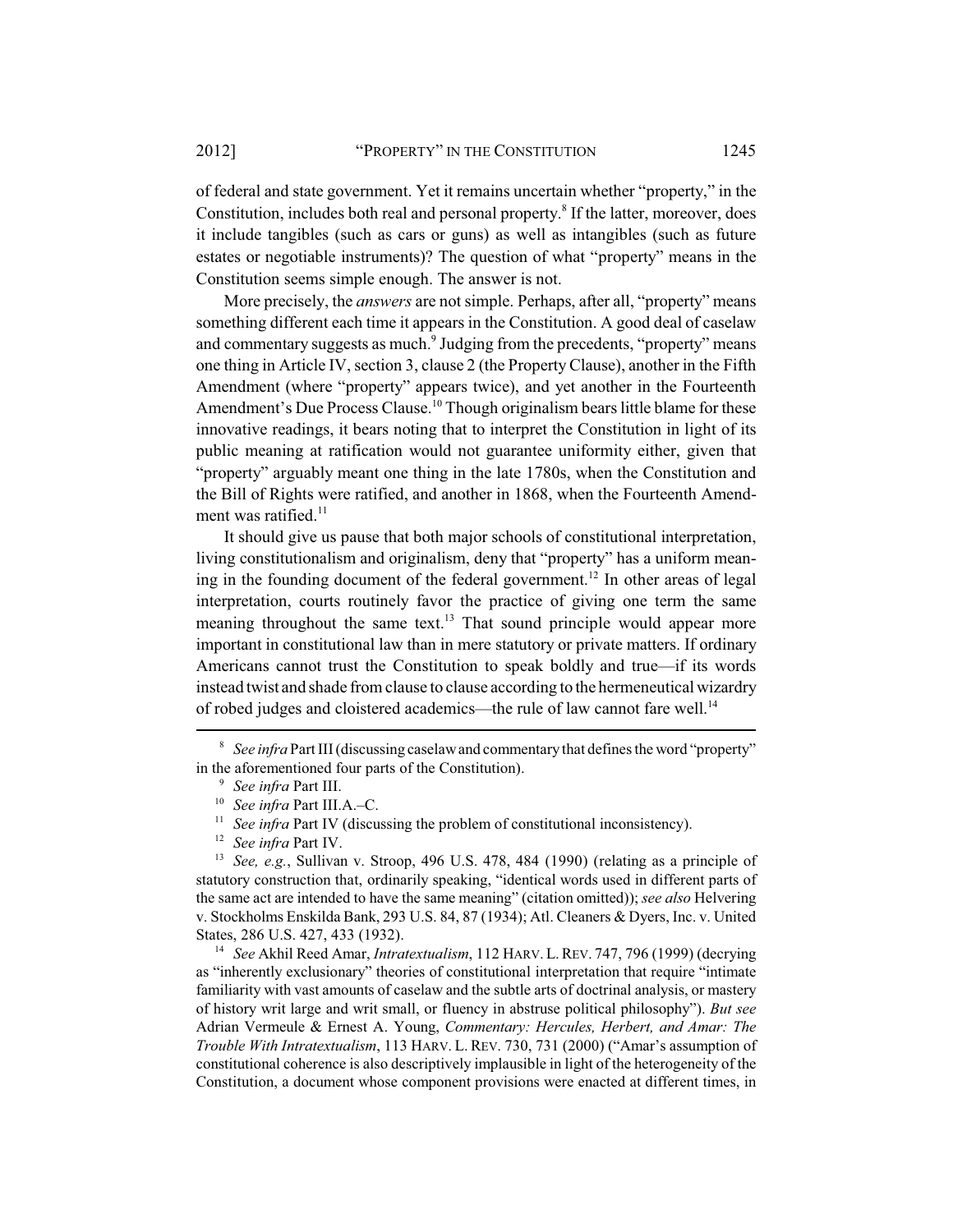of federal and state government. Yet it remains uncertain whether "property," in the Constitution, includes both real and personal property.[8] If the latter, moreover, does it include tangibles (such as cars or guns) as well as intangibles (such as future estates or negotiable instruments)? The question of what "property" means in the Constitution seems simple enough. The answer is not.

More precisely, the *answers* are not simple. Perhaps, after all, "property" means something different each time it appears in the Constitution. A good deal of caselaw and commentary suggests as much.[9] Judging from the precedents, "property" means one thing in Article IV, section 3, clause 2 (the Property Clause), another in the Fifth Amendment (where "property" appears twice), and yet another in the Fourteenth Amendment's Due Process Clause.[10] Though originalism bears little blame for these innovative readings, it bears noting that to interpret the Constitution in light of its public meaning at ratification would not guarantee uniformity either, given that "property" arguably meant one thing in the late 1780s, when the Constitution and the Bill of Rights were ratified, and another in 1868, when the Fourteenth Amendment was ratified.[11]

It should give us pause that both major schools of constitutional interpretation, living constitutionalism and originalism, deny that "property" has a uniform meaning in the founding document of the federal government.[12] In other areas of legal interpretation, courts routinely favor the practice of giving one term the same meaning throughout the same text.[13] That sound principle would appear more important in constitutional law than in mere statutory or private matters. If ordinary Americans cannot trust the Constitution to speak boldly and true—if its words instead twist and shade from clause to clause according to the hermeneutical wizardry of robed judges and cloistered academics—the rule of law cannot fare well.[14]

---

[8] *See infra* Part III (discussing caselaw and commentary that defines the word "property" in the aforementioned four parts of the Constitution).

[9] *See infra* Part III.

[10] *See infra* Part III.A.–C.

[11] *See infra* Part IV (discussing the problem of constitutional inconsistency).

[12] *See infra* Part IV.

[13] *See, e.g.*, Sullivan v. Stroop, 496 U.S. 478, 484 (1990) (relating as a principle of statutory construction that, ordinarily speaking, "identical words used in different parts of the same act are intended to have the same meaning" (citation omitted)); *see also* Helvering v. Stockholms Enskilda Bank, 293 U.S. 84, 87 (1934); Atl. Cleaners & Dyers, Inc. v. United States, 286 U.S. 427, 433 (1932).

[14] *See* Akhil Reed Amar, *Intratextualism*, 112 HARV. L. REV. 747, 796 (1999) (decrying as "inherently exclusionary" theories of constitutional interpretation that require "intimate familiarity with vast amounts of caselaw and the subtle arts of doctrinal analysis, or mastery of history writ large and writ small, or fluency in abstruse political philosophy"). *But see* Adrian Vermeule & Ernest A. Young, *Commentary: Hercules, Herbert, and Amar: The Trouble With Intratextualism*, 113 HARV. L. REV. 730, 731 (2000) ("Amar's assumption of constitutional coherence is also descriptively implausible in light of the heterogeneity of the Constitution, a document whose component provisions were enacted at different times, in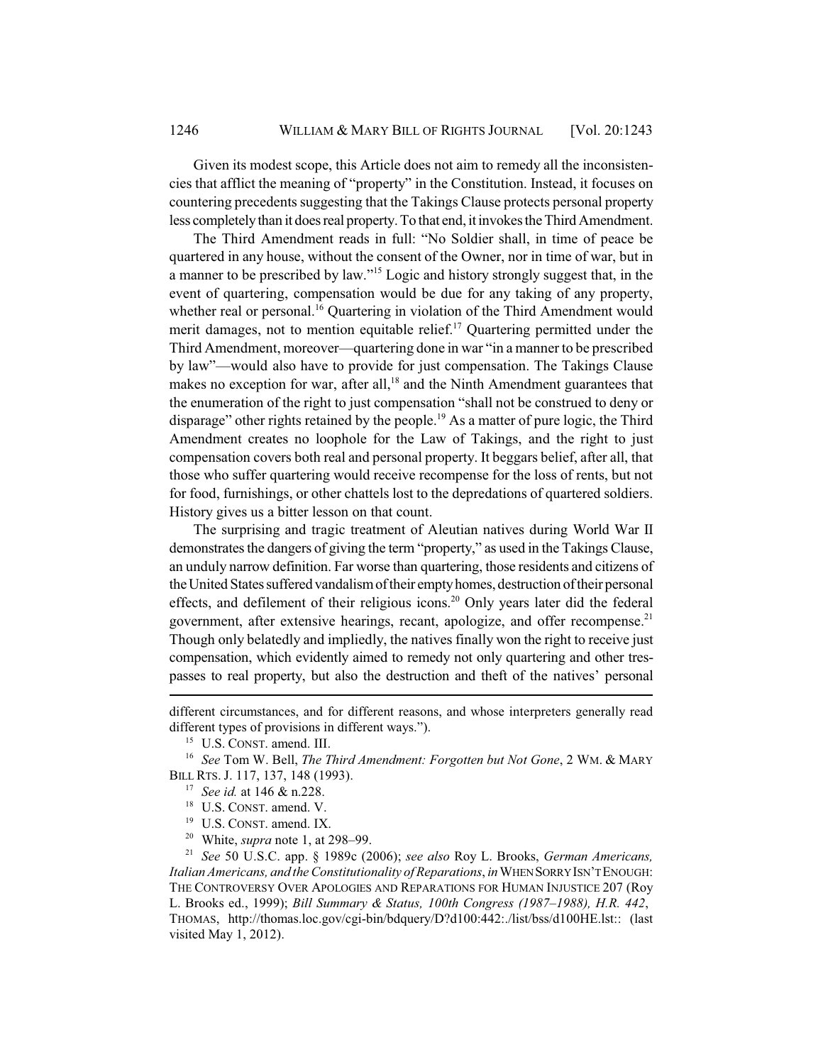Given its modest scope, this Article does not aim to remedy all the inconsistencies that afflict the meaning of "property" in the Constitution. Instead, it focuses on countering precedents suggesting that the Takings Clause protects personal property less completely than it does real property. To that end, it invokes the Third Amendment.

The Third Amendment reads in full: "No Soldier shall, in time of peace be quartered in any house, without the consent of the Owner, nor in time of war, but in a manner to be prescribed by law."[15] Logic and history strongly suggest that, in the event of quartering, compensation would be due for any taking of any property, whether real or personal.[16] Quartering in violation of the Third Amendment would merit damages, not to mention equitable relief.[17] Quartering permitted under the Third Amendment, moreover—quartering done in war "in a manner to be prescribed by law"—would also have to provide for just compensation. The Takings Clause makes no exception for war, after all,[18] and the Ninth Amendment guarantees that the enumeration of the right to just compensation "shall not be construed to deny or disparage" other rights retained by the people.[19] As a matter of pure logic, the Third Amendment creates no loophole for the Law of Takings, and the right to just compensation covers both real and personal property. It beggars belief, after all, that those who suffer quartering would receive recompense for the loss of rents, but not for food, furnishings, or other chattels lost to the depredations of quartered soldiers. History gives us a bitter lesson on that count.

The surprising and tragic treatment of Aleutian natives during World War II demonstrates the dangers of giving the term "property," as used in the Takings Clause, an unduly narrow definition. Far worse than quartering, those residents and citizens of the United States suffered vandalism of their empty homes, destruction of their personal effects, and defilement of their religious icons.[20] Only years later did the federal government, after extensive hearings, recant, apologize, and offer recompense.[21] Though only belatedly and impliedly, the natives finally won the right to receive just compensation, which evidently aimed to remedy not only quartering and other trespasses to real property, but also the destruction and theft of the natives' personal

---

different circumstances, and for different reasons, and whose interpreters generally read different types of provisions in different ways.").

[15] U.S. CONST. amend. III.

[16] *See* Tom W. Bell, *The Third Amendment: Forgotten but Not Gone*, 2 WM. & MARY BILL RTS. J. 117, 137, 148 (1993).

[17] *See id.* at 146 & n.228.

[18] U.S. CONST. amend. V.

[19] U.S. CONST. amend. IX.

[20] White, *supra* note 1, at 298–99.

[21] *See* 50 U.S.C. app. § 1989c (2006); *see also* Roy L. Brooks, *German Americans, Italian Americans, and the Constitutionality of Reparations*, *in* WHEN SORRY ISN'T ENOUGH: THE CONTROVERSY OVER APOLOGIES AND REPARATIONS FOR HUMAN INJUSTICE 207 (Roy L. Brooks ed., 1999); *Bill Summary & Status, 100th Congress (1987–1988), H.R. 442*, THOMAS, http://thomas.loc.gov/cgi-bin/bdquery/D?d100:442:./list/bss/d100HE.lst:: (last visited May 1, 2012).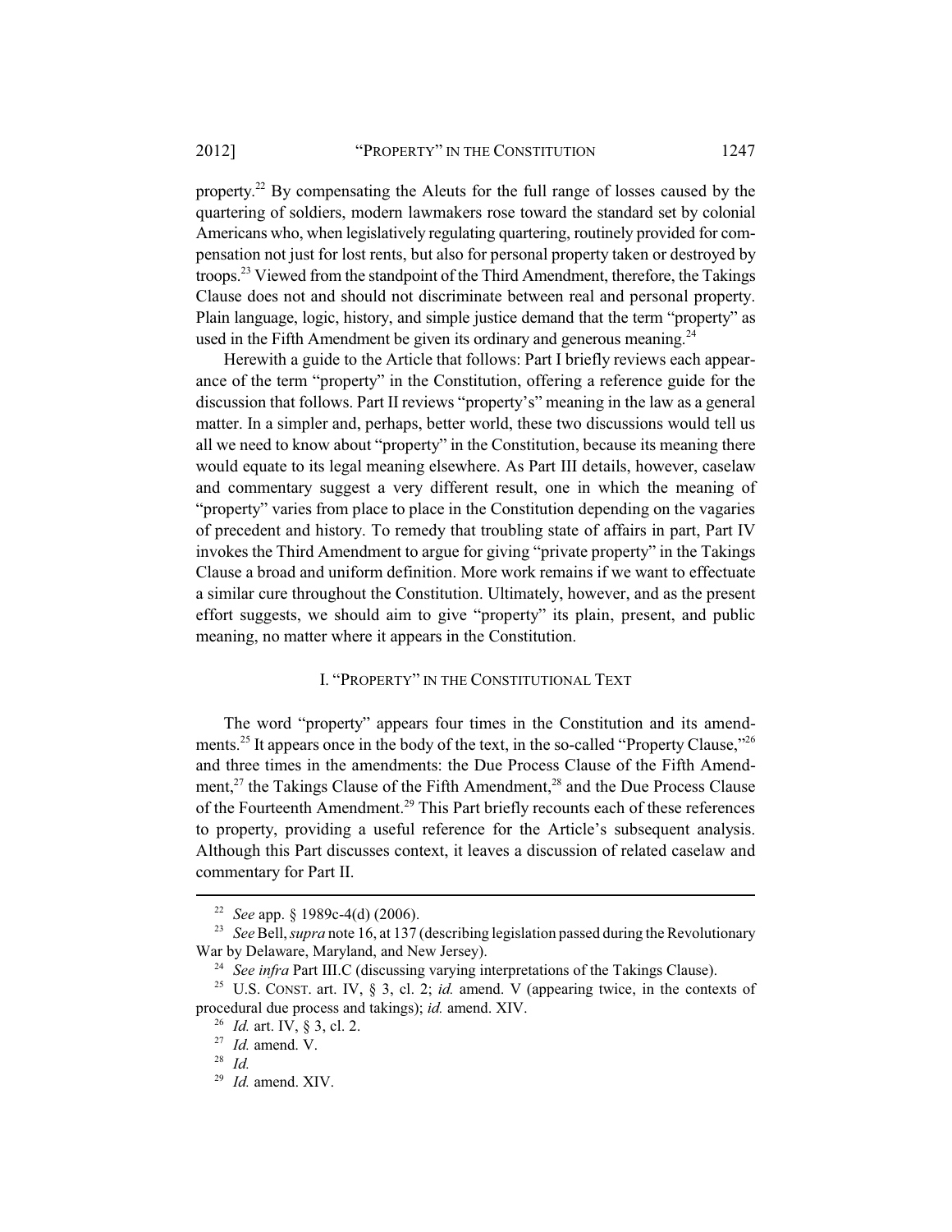property.[22] By compensating the Aleuts for the full range of losses caused by the quartering of soldiers, modern lawmakers rose toward the standard set by colonial Americans who, when legislatively regulating quartering, routinely provided for compensation not just for lost rents, but also for personal property taken or destroyed by troops.[23] Viewed from the standpoint of the Third Amendment, therefore, the Takings Clause does not and should not discriminate between real and personal property. Plain language, logic, history, and simple justice demand that the term "property" as used in the Fifth Amendment be given its ordinary and generous meaning.[24]

Herewith a guide to the Article that follows: Part I briefly reviews each appearance of the term "property" in the Constitution, offering a reference guide for the discussion that follows. Part II reviews "property's" meaning in the law as a general matter. In a simpler and, perhaps, better world, these two discussions would tell us all we need to know about "property" in the Constitution, because its meaning there would equate to its legal meaning elsewhere. As Part III details, however, caselaw and commentary suggest a very different result, one in which the meaning of "property" varies from place to place in the Constitution depending on the vagaries of precedent and history. To remedy that troubling state of affairs in part, Part IV invokes the Third Amendment to argue for giving "private property" in the Takings Clause a broad and uniform definition. More work remains if we want to effectuate a similar cure throughout the Constitution. Ultimately, however, and as the present effort suggests, we should aim to give "property" its plain, present, and public meaning, no matter where it appears in the Constitution.

## I. "PROPERTY" IN THE CONSTITUTIONAL TEXT

The word "property" appears four times in the Constitution and its amendments.[25] It appears once in the body of the text, in the so-called "Property Clause,"[26] and three times in the amendments: the Due Process Clause of the Fifth Amendment,[27] the Takings Clause of the Fifth Amendment,[28] and the Due Process Clause of the Fourteenth Amendment.[29] This Part briefly recounts each of these references to property, providing a useful reference for the Article's subsequent analysis. Although this Part discusses context, it leaves a discussion of related caselaw and commentary for Part II.

---

[22] *See* app. § 1989c-4(d) (2006).

[23] *See* Bell, *supra* note 16, at 137 (describing legislation passed during the Revolutionary War by Delaware, Maryland, and New Jersey).

[24] *See infra* Part III.C (discussing varying interpretations of the Takings Clause).

[25] U.S. CONST. art. IV, § 3, cl. 2; *id.* amend. V (appearing twice, in the contexts of procedural due process and takings); *id.* amend. XIV.

[26] *Id.* art. IV, § 3, cl. 2.

[27] *Id.* amend. V.

[28] *Id.*

[29] *Id.* amend. XIV.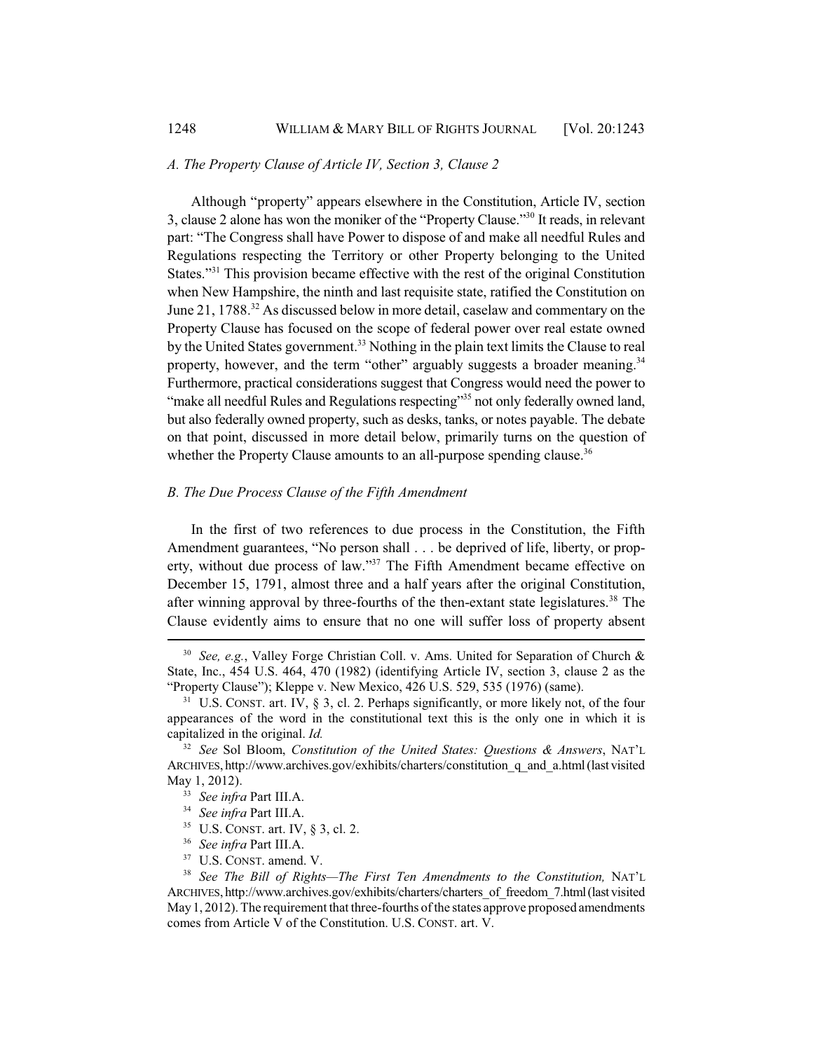### A. The Property Clause of Article IV, Section 3, Clause 2

Although "property" appears elsewhere in the Constitution, Article IV, section 3, clause 2 alone has won the moniker of the "Property Clause."[30] It reads, in relevant part: "The Congress shall have Power to dispose of and make all needful Rules and Regulations respecting the Territory or other Property belonging to the United States."[31] This provision became effective with the rest of the original Constitution when New Hampshire, the ninth and last requisite state, ratified the Constitution on June 21, 1788.[32] As discussed below in more detail, caselaw and commentary on the Property Clause has focused on the scope of federal power over real estate owned by the United States government.[33] Nothing in the plain text limits the Clause to real property, however, and the term "other" arguably suggests a broader meaning.[34] Furthermore, practical considerations suggest that Congress would need the power to "make all needful Rules and Regulations respecting"[35] not only federally owned land, but also federally owned property, such as desks, tanks, or notes payable. The debate on that point, discussed in more detail below, primarily turns on the question of whether the Property Clause amounts to an all-purpose spending clause.[36]

### B. The Due Process Clause of the Fifth Amendment

In the first of two references to due process in the Constitution, the Fifth Amendment guarantees, "No person shall . . . be deprived of life, liberty, or property, without due process of law."[37] The Fifth Amendment became effective on December 15, 1791, almost three and a half years after the original Constitution, after winning approval by three-fourths of the then-extant state legislatures.[38] The Clause evidently aims to ensure that no one will suffer loss of property absent

---

[30] *See, e.g.*, Valley Forge Christian Coll. v. Ams. United for Separation of Church & State, Inc., 454 U.S. 464, 470 (1982) (identifying Article IV, section 3, clause 2 as the "Property Clause"); Kleppe v. New Mexico, 426 U.S. 529, 535 (1976) (same).

[31] U.S. CONST. art. IV, § 3, cl. 2. Perhaps significantly, or more likely not, of the four appearances of the word in the constitutional text this is the only one in which it is capitalized in the original. *Id.*

[32] *See* Sol Bloom, *Constitution of the United States: Questions & Answers*, NAT'L ARCHIVES, http://www.archives.gov/exhibits/charters/constitution_q_and_a.html (last visited May 1, 2012).

[33] *See infra* Part III.A.

[34] *See infra* Part III.A.

[35] U.S. CONST. art. IV, § 3, cl. 2.

[36] *See infra* Part III.A.

[37] U.S. CONST. amend. V.

[38] *See The Bill of Rights—The First Ten Amendments to the Constitution,* NAT'L ARCHIVES, http://www.archives.gov/exhibits/charters/charters_of_freedom_7.html (last visited May 1, 2012). The requirement that three-fourths of the states approve proposed amendments comes from Article V of the Constitution. U.S. CONST. art. V.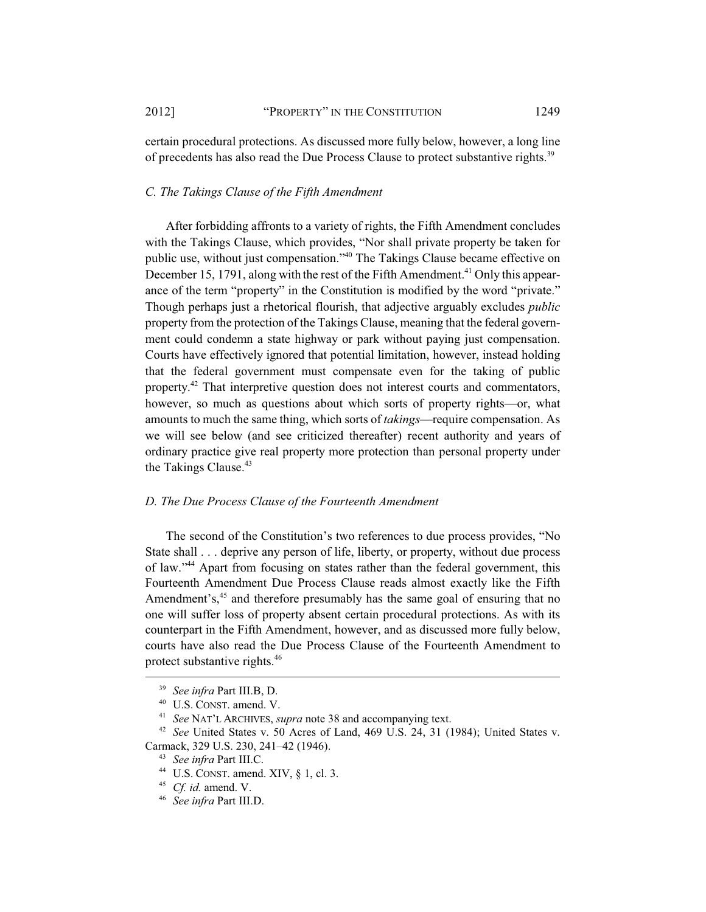certain procedural protections. As discussed more fully below, however, a long line of precedents has also read the Due Process Clause to protect substantive rights.[39]

### C. The Takings Clause of the Fifth Amendment

After forbidding affronts to a variety of rights, the Fifth Amendment concludes with the Takings Clause, which provides, "Nor shall private property be taken for public use, without just compensation."[40] The Takings Clause became effective on December 15, 1791, along with the rest of the Fifth Amendment.[41] Only this appearance of the term "property" in the Constitution is modified by the word "private." Though perhaps just a rhetorical flourish, that adjective arguably excludes *public* property from the protection of the Takings Clause, meaning that the federal government could condemn a state highway or park without paying just compensation. Courts have effectively ignored that potential limitation, however, instead holding that the federal government must compensate even for the taking of public property.[42] That interpretive question does not interest courts and commentators, however, so much as questions about which sorts of property rights—or, what amounts to much the same thing, which sorts of *takings*—require compensation. As we will see below (and see criticized thereafter) recent authority and years of ordinary practice give real property more protection than personal property under the Takings Clause.[43]

### D. The Due Process Clause of the Fourteenth Amendment

The second of the Constitution's two references to due process provides, "No State shall . . . deprive any person of life, liberty, or property, without due process of law."[44] Apart from focusing on states rather than the federal government, this Fourteenth Amendment Due Process Clause reads almost exactly like the Fifth Amendment's,[45] and therefore presumably has the same goal of ensuring that no one will suffer loss of property absent certain procedural protections. As with its counterpart in the Fifth Amendment, however, and as discussed more fully below, courts have also read the Due Process Clause of the Fourteenth Amendment to protect substantive rights.[46]

---

[39] *See infra* Part III.B, D.

[40] U.S. CONST. amend. V.

[41] *See* NAT'L ARCHIVES, *supra* note 38 and accompanying text.

[42] *See* United States v. 50 Acres of Land, 469 U.S. 24, 31 (1984); United States v. Carmack, 329 U.S. 230, 241–42 (1946).

[43] *See infra* Part III.C.

[44] U.S. CONST. amend. XIV, § 1, cl. 3.

[45] *Cf. id.* amend. V.

[46] *See infra* Part III.D.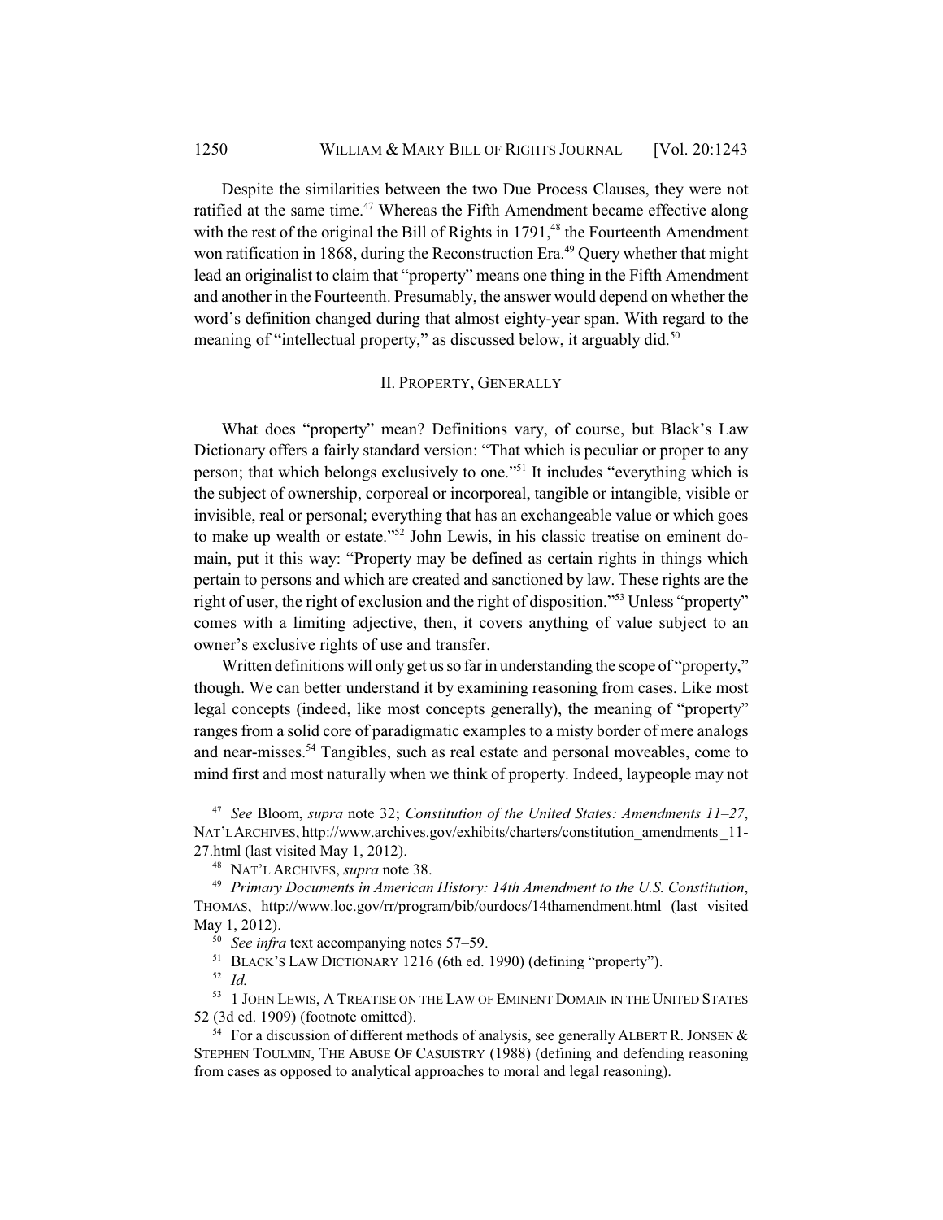Despite the similarities between the two Due Process Clauses, they were not ratified at the same time.[47] Whereas the Fifth Amendment became effective along with the rest of the original the Bill of Rights in 1791,[48] the Fourteenth Amendment won ratification in 1868, during the Reconstruction Era.[49] Query whether that might lead an originalist to claim that "property" means one thing in the Fifth Amendment and another in the Fourteenth. Presumably, the answer would depend on whether the word's definition changed during that almost eighty-year span. With regard to the meaning of "intellectual property," as discussed below, it arguably did.[50]

## II. PROPERTY, GENERALLY

What does "property" mean? Definitions vary, of course, but Black's Law Dictionary offers a fairly standard version: "That which is peculiar or proper to any person; that which belongs exclusively to one."[51] It includes "everything which is the subject of ownership, corporeal or incorporeal, tangible or intangible, visible or invisible, real or personal; everything that has an exchangeable value or which goes to make up wealth or estate."[52] John Lewis, in his classic treatise on eminent domain, put it this way: "Property may be defined as certain rights in things which pertain to persons and which are created and sanctioned by law. These rights are the right of user, the right of exclusion and the right of disposition."[53] Unless "property" comes with a limiting adjective, then, it covers anything of value subject to an owner's exclusive rights of use and transfer.

Written definitions will only get us so far in understanding the scope of "property," though. We can better understand it by examining reasoning from cases. Like most legal concepts (indeed, like most concepts generally), the meaning of "property" ranges from a solid core of paradigmatic examples to a misty border of mere analogs and near-misses.[54] Tangibles, such as real estate and personal moveables, come to mind first and most naturally when we think of property. Indeed, laypeople may not

---

[47] *See* Bloom, *supra* note 32; *Constitution of the United States: Amendments 11–27*, NAT'L ARCHIVES, http://www.archives.gov/exhibits/charters/constitution_amendments_11-27.html (last visited May 1, 2012).

[48] NAT'L ARCHIVES, *supra* note 38.

[49] *Primary Documents in American History: 14th Amendment to the U.S. Constitution*, THOMAS, http://www.loc.gov/rr/program/bib/ourdocs/14thamendment.html (last visited May 1, 2012).

[50] *See infra* text accompanying notes 57–59.

[51] BLACK'S LAW DICTIONARY 1216 (6th ed. 1990) (defining "property").

[52] *Id.*

[53] 1 JOHN LEWIS, A TREATISE ON THE LAW OF EMINENT DOMAIN IN THE UNITED STATES 52 (3d ed. 1909) (footnote omitted).

[54] For a discussion of different methods of analysis, see generally ALBERT R. JONSEN & STEPHEN TOULMIN, THE ABUSE OF CASUISTRY (1988) (defining and defending reasoning from cases as opposed to analytical approaches to moral and legal reasoning).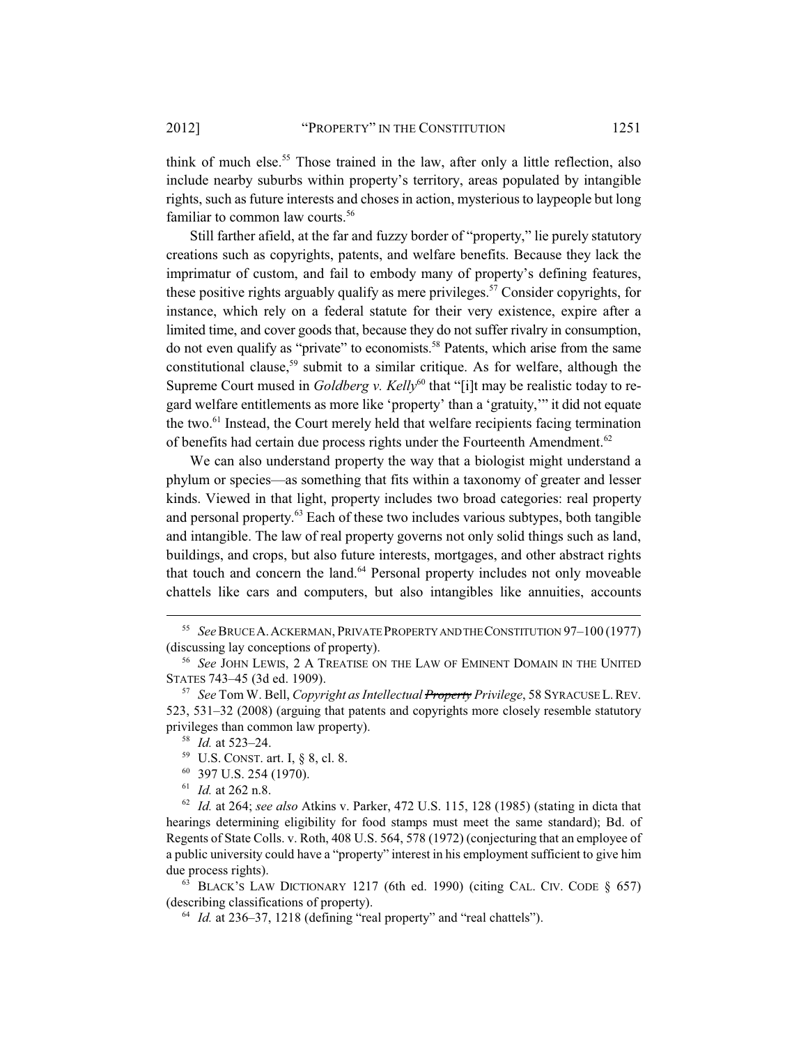think of much else.[55] Those trained in the law, after only a little reflection, also include nearby suburbs within property's territory, areas populated by intangible rights, such as future interests and choses in action, mysterious to laypeople but long familiar to common law courts.[56]

Still farther afield, at the far and fuzzy border of "property," lie purely statutory creations such as copyrights, patents, and welfare benefits. Because they lack the imprimatur of custom, and fail to embody many of property's defining features, these positive rights arguably qualify as mere privileges.[57] Consider copyrights, for instance, which rely on a federal statute for their very existence, expire after a limited time, and cover goods that, because they do not suffer rivalry in consumption, do not even qualify as "private" to economists.[58] Patents, which arise from the same constitutional clause,[59] submit to a similar critique. As for welfare, although the Supreme Court mused in *Goldberg v. Kelly*[60] that "[i]t may be realistic today to regard welfare entitlements as more like 'property' than a 'gratuity,'" it did not equate the two.[61] Instead, the Court merely held that welfare recipients facing termination of benefits had certain due process rights under the Fourteenth Amendment.[62]

We can also understand property the way that a biologist might understand a phylum or species—as something that fits within a taxonomy of greater and lesser kinds. Viewed in that light, property includes two broad categories: real property and personal property.[63] Each of these two includes various subtypes, both tangible and intangible. The law of real property governs not only solid things such as land, buildings, and crops, but also future interests, mortgages, and other abstract rights that touch and concern the land.[64] Personal property includes not only moveable chattels like cars and computers, but also intangibles like annuities, accounts

---

[55] *See* BRUCE A. ACKERMAN, PRIVATE PROPERTY AND THE CONSTITUTION 97–100 (1977) (discussing lay conceptions of property).

[56] *See* JOHN LEWIS, 2 A TREATISE ON THE LAW OF EMINENT DOMAIN IN THE UNITED STATES 743–45 (3d ed. 1909).

[57] *See* Tom W. Bell, *Copyright as Intellectual ~~Property~~ Privilege*, 58 SYRACUSE L. REV. 523, 531–32 (2008) (arguing that patents and copyrights more closely resemble statutory privileges than common law property).

[58] *Id.* at 523–24.

[59] U.S. CONST. art. I, § 8, cl. 8.

[60] 397 U.S. 254 (1970).

[61] *Id.* at 262 n.8.

[62] *Id.* at 264; *see also* Atkins v. Parker, 472 U.S. 115, 128 (1985) (stating in dicta that hearings determining eligibility for food stamps must meet the same standard); Bd. of Regents of State Colls. v. Roth, 408 U.S. 564, 578 (1972) (conjecturing that an employee of a public university could have a "property" interest in his employment sufficient to give him due process rights).

[63] BLACK'S LAW DICTIONARY 1217 (6th ed. 1990) (citing CAL. CIV. CODE § 657) (describing classifications of property).

[64] *Id.* at 236–37, 1218 (defining "real property" and "real chattels").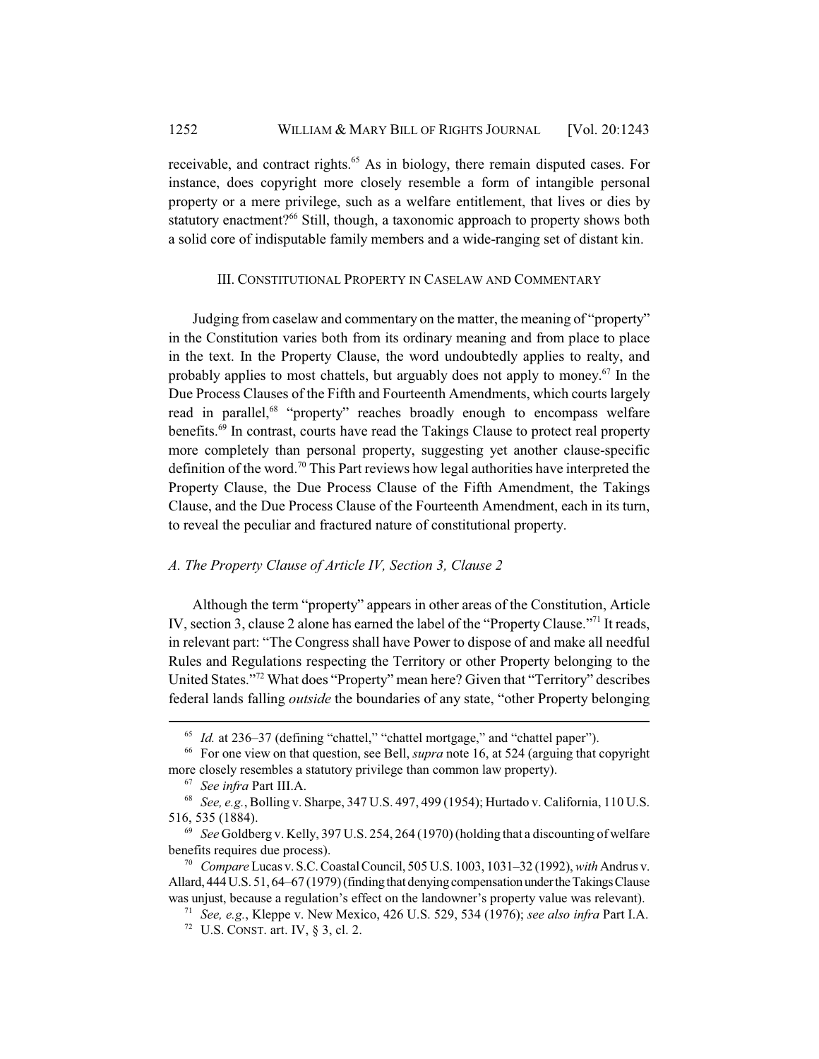receivable, and contract rights.[65] As in biology, there remain disputed cases. For instance, does copyright more closely resemble a form of intangible personal property or a mere privilege, such as a welfare entitlement, that lives or dies by statutory enactment?[66] Still, though, a taxonomic approach to property shows both a solid core of indisputable family members and a wide-ranging set of distant kin.

## III. CONSTITUTIONAL PROPERTY IN CASELAW AND COMMENTARY

Judging from caselaw and commentary on the matter, the meaning of "property" in the Constitution varies both from its ordinary meaning and from place to place in the text. In the Property Clause, the word undoubtedly applies to realty, and probably applies to most chattels, but arguably does not apply to money.[67] In the Due Process Clauses of the Fifth and Fourteenth Amendments, which courts largely read in parallel,[68] "property" reaches broadly enough to encompass welfare benefits.[69] In contrast, courts have read the Takings Clause to protect real property more completely than personal property, suggesting yet another clause-specific definition of the word.[70] This Part reviews how legal authorities have interpreted the Property Clause, the Due Process Clause of the Fifth Amendment, the Takings Clause, and the Due Process Clause of the Fourteenth Amendment, each in its turn, to reveal the peculiar and fractured nature of constitutional property.

### *A. The Property Clause of Article IV, Section 3, Clause 2*

Although the term "property" appears in other areas of the Constitution, Article IV, section 3, clause 2 alone has earned the label of the "Property Clause."[71] It reads, in relevant part: "The Congress shall have Power to dispose of and make all needful Rules and Regulations respecting the Territory or other Property belonging to the United States."[72] What does "Property" mean here? Given that "Territory" describes federal lands falling *outside* the boundaries of any state, "other Property belonging

---

[65] *Id.* at 236–37 (defining "chattel," "chattel mortgage," and "chattel paper").

[66] For one view on that question, see Bell, *supra* note 16, at 524 (arguing that copyright more closely resembles a statutory privilege than common law property).

[67] *See infra* Part III.A.

[68] *See, e.g.*, Bolling v. Sharpe, 347 U.S. 497, 499 (1954); Hurtado v. California, 110 U.S. 516, 535 (1884).

[69] *See* Goldberg v. Kelly, 397 U.S. 254, 264 (1970) (holding that a discounting of welfare benefits requires due process).

[70] *Compare* Lucas v. S.C. Coastal Council, 505 U.S. 1003, 1031–32 (1992), *with* Andrus v. Allard, 444 U.S. 51, 64–67 (1979) (finding that denying compensation under the Takings Clause was unjust, because a regulation's effect on the landowner's property value was relevant).

[71] *See, e.g.*, Kleppe v. New Mexico, 426 U.S. 529, 534 (1976); *see also infra* Part I.A.

[72] U.S. CONST. art. IV, § 3, cl. 2.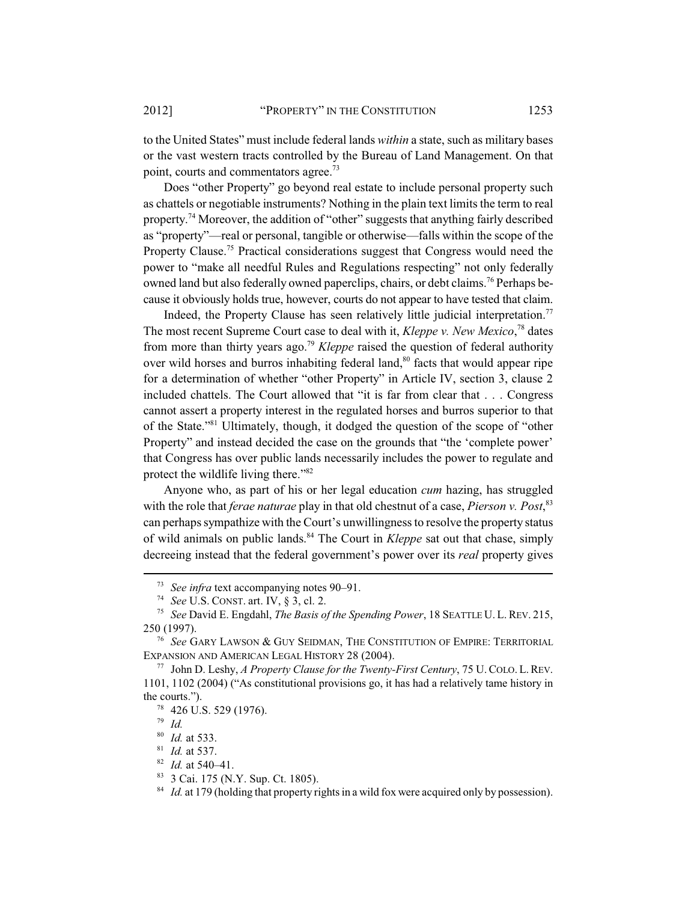to the United States" must include federal lands *within* a state, such as military bases or the vast western tracts controlled by the Bureau of Land Management. On that point, courts and commentators agree.[73]

Does "other Property" go beyond real estate to include personal property such as chattels or negotiable instruments? Nothing in the plain text limits the term to real property.[74] Moreover, the addition of "other" suggests that anything fairly described as "property"—real or personal, tangible or otherwise—falls within the scope of the Property Clause.[75] Practical considerations suggest that Congress would need the power to "make all needful Rules and Regulations respecting" not only federally owned land but also federally owned paperclips, chairs, or debt claims.[76] Perhaps because it obviously holds true, however, courts do not appear to have tested that claim.

Indeed, the Property Clause has seen relatively little judicial interpretation.[77] The most recent Supreme Court case to deal with it, *Kleppe v. New Mexico*,[78] dates from more than thirty years ago.[79] *Kleppe* raised the question of federal authority over wild horses and burros inhabiting federal land,[80] facts that would appear ripe for a determination of whether "other Property" in Article IV, section 3, clause 2 included chattels. The Court allowed that "it is far from clear that . . . Congress cannot assert a property interest in the regulated horses and burros superior to that of the State."[81] Ultimately, though, it dodged the question of the scope of "other Property" and instead decided the case on the grounds that "the 'complete power' that Congress has over public lands necessarily includes the power to regulate and protect the wildlife living there."[82]

Anyone who, as part of his or her legal education *cum* hazing, has struggled with the role that *ferae naturae* play in that old chestnut of a case, *Pierson v. Post*,[83] can perhaps sympathize with the Court's unwillingness to resolve the property status of wild animals on public lands.[84] The Court in *Kleppe* sat out that chase, simply decreeing instead that the federal government's power over its *real* property gives

---

[73] *See infra* text accompanying notes 90–91.

[74] *See* U.S. CONST. art. IV, § 3, cl. 2.

[75] *See* David E. Engdahl, *The Basis of the Spending Power*, 18 SEATTLE U. L. REV. 215, 250 (1997).

[76] *See* GARY LAWSON & GUY SEIDMAN, THE CONSTITUTION OF EMPIRE: TERRITORIAL EXPANSION AND AMERICAN LEGAL HISTORY 28 (2004).

[77] John D. Leshy, *A Property Clause for the Twenty-First Century*, 75 U. COLO. L. REV. 1101, 1102 (2004) ("As constitutional provisions go, it has had a relatively tame history in the courts.").

[78] 426 U.S. 529 (1976).

[79] *Id.*

[80] *Id.* at 533.

[81] *Id.* at 537.

[82] *Id.* at 540–41.

[83] 3 Cai. 175 (N.Y. Sup. Ct. 1805).

[84] *Id.* at 179 (holding that property rights in a wild fox were acquired only by possession).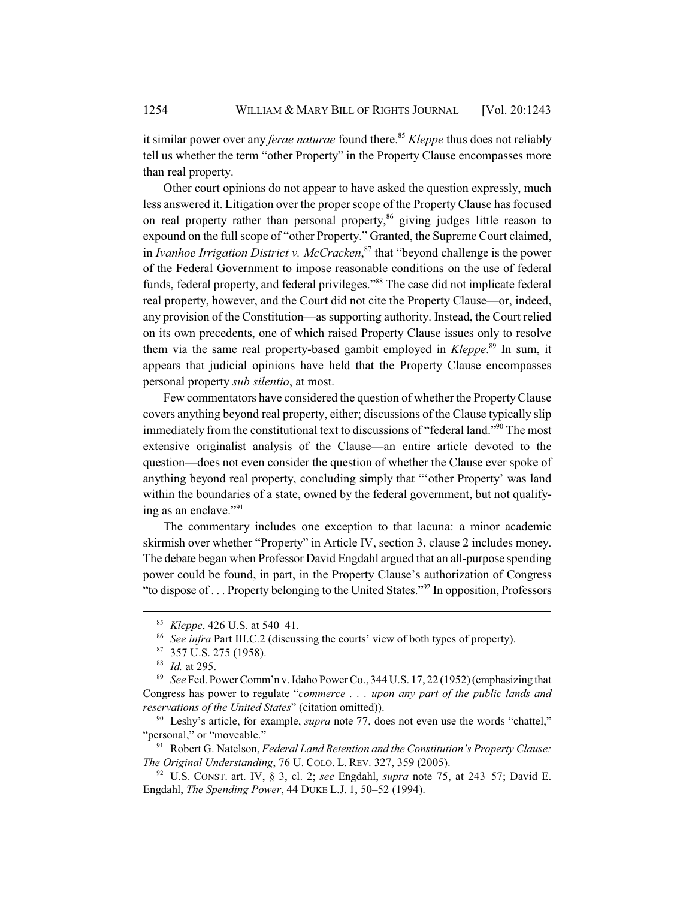it similar power over any *ferae naturae* found there.[85] *Kleppe* thus does not reliably tell us whether the term "other Property" in the Property Clause encompasses more than real property.

Other court opinions do not appear to have asked the question expressly, much less answered it. Litigation over the proper scope of the Property Clause has focused on real property rather than personal property,[86] giving judges little reason to expound on the full scope of "other Property." Granted, the Supreme Court claimed, in *Ivanhoe Irrigation District v. McCracken*,[87] that "beyond challenge is the power of the Federal Government to impose reasonable conditions on the use of federal funds, federal property, and federal privileges."[88] The case did not implicate federal real property, however, and the Court did not cite the Property Clause—or, indeed, any provision of the Constitution—as supporting authority. Instead, the Court relied on its own precedents, one of which raised Property Clause issues only to resolve them via the same real property-based gambit employed in *Kleppe*.[89] In sum, it appears that judicial opinions have held that the Property Clause encompasses personal property *sub silentio*, at most.

Few commentators have considered the question of whether the Property Clause covers anything beyond real property, either; discussions of the Clause typically slip immediately from the constitutional text to discussions of "federal land."[90] The most extensive originalist analysis of the Clause—an entire article devoted to the question—does not even consider the question of whether the Clause ever spoke of anything beyond real property, concluding simply that "'other Property' was land within the boundaries of a state, owned by the federal government, but not qualifying as an enclave."[91]

The commentary includes one exception to that lacuna: a minor academic skirmish over whether "Property" in Article IV, section 3, clause 2 includes money. The debate began when Professor David Engdahl argued that an all-purpose spending power could be found, in part, in the Property Clause's authorization of Congress "to dispose of . . . Property belonging to the United States."[92] In opposition, Professors

---

[85] *Kleppe*, 426 U.S. at 540–41.

[86] *See infra* Part III.C.2 (discussing the courts' view of both types of property).

[87] 357 U.S. 275 (1958).

[88] *Id.* at 295.

[89] *See* Fed. Power Comm'n v. Idaho Power Co., 344 U.S. 17, 22 (1952) (emphasizing that Congress has power to regulate "*commerce . . . upon any part of the public lands and reservations of the United States*" (citation omitted)).

[90] Leshy's article, for example, *supra* note 77, does not even use the words "chattel," "personal," or "moveable."

[91] Robert G. Natelson, *Federal Land Retention and the Constitution's Property Clause: The Original Understanding*, 76 U. COLO. L. REV. 327, 359 (2005).

[92] U.S. CONST. art. IV, § 3, cl. 2; *see* Engdahl, *supra* note 75, at 243–57; David E. Engdahl, *The Spending Power*, 44 DUKE L.J. 1, 50–52 (1994).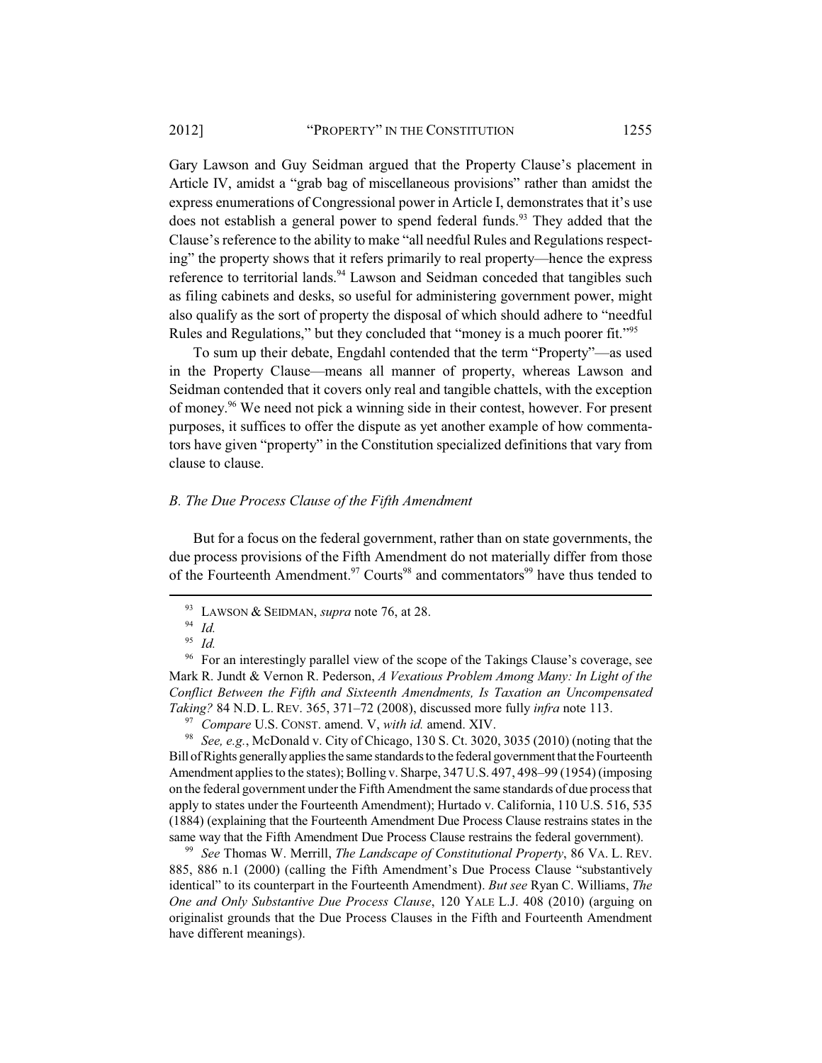Gary Lawson and Guy Seidman argued that the Property Clause's placement in Article IV, amidst a "grab bag of miscellaneous provisions" rather than amidst the express enumerations of Congressional power in Article I, demonstrates that it's use does not establish a general power to spend federal funds.[93] They added that the Clause's reference to the ability to make "all needful Rules and Regulations respecting" the property shows that it refers primarily to real property—hence the express reference to territorial lands.[94] Lawson and Seidman conceded that tangibles such as filing cabinets and desks, so useful for administering government power, might also qualify as the sort of property the disposal of which should adhere to "needful Rules and Regulations," but they concluded that "money is a much poorer fit."[95]

To sum up their debate, Engdahl contended that the term "Property"—as used in the Property Clause—means all manner of property, whereas Lawson and Seidman contended that it covers only real and tangible chattels, with the exception of money.[96] We need not pick a winning side in their contest, however. For present purposes, it suffices to offer the dispute as yet another example of how commentators have given "property" in the Constitution specialized definitions that vary from clause to clause.

### *B. The Due Process Clause of the Fifth Amendment*

But for a focus on the federal government, rather than on state governments, the due process provisions of the Fifth Amendment do not materially differ from those of the Fourteenth Amendment.[97] Courts[98] and commentators[99] have thus tended to

---

[93] LAWSON & SEIDMAN, *supra* note 76, at 28.

[94] *Id.*

[95] *Id.*

[96] For an interestingly parallel view of the scope of the Takings Clause's coverage, see Mark R. Jundt & Vernon R. Pederson, *A Vexatious Problem Among Many: In Light of the Conflict Between the Fifth and Sixteenth Amendments, Is Taxation an Uncompensated Taking?* 84 N.D. L. REV. 365, 371–72 (2008), discussed more fully *infra* note 113.

[97] *Compare* U.S. CONST. amend. V, *with id.* amend. XIV.

[98] *See, e.g.*, McDonald v. City of Chicago, 130 S. Ct. 3020, 3035 (2010) (noting that the Bill of Rights generally applies the same standards to the federal government that the Fourteenth Amendment applies to the states); Bolling v. Sharpe, 347 U.S. 497, 498–99 (1954) (imposing on the federal government under the Fifth Amendment the same standards of due process that apply to states under the Fourteenth Amendment); Hurtado v. California, 110 U.S. 516, 535 (1884) (explaining that the Fourteenth Amendment Due Process Clause restrains states in the same way that the Fifth Amendment Due Process Clause restrains the federal government).

[99] *See* Thomas W. Merrill, *The Landscape of Constitutional Property*, 86 VA. L. REV. 885, 886 n.1 (2000) (calling the Fifth Amendment's Due Process Clause "substantively identical" to its counterpart in the Fourteenth Amendment). *But see* Ryan C. Williams, *The One and Only Substantive Due Process Clause*, 120 YALE L.J. 408 (2010) (arguing on originalist grounds that the Due Process Clauses in the Fifth and Fourteenth Amendment have different meanings).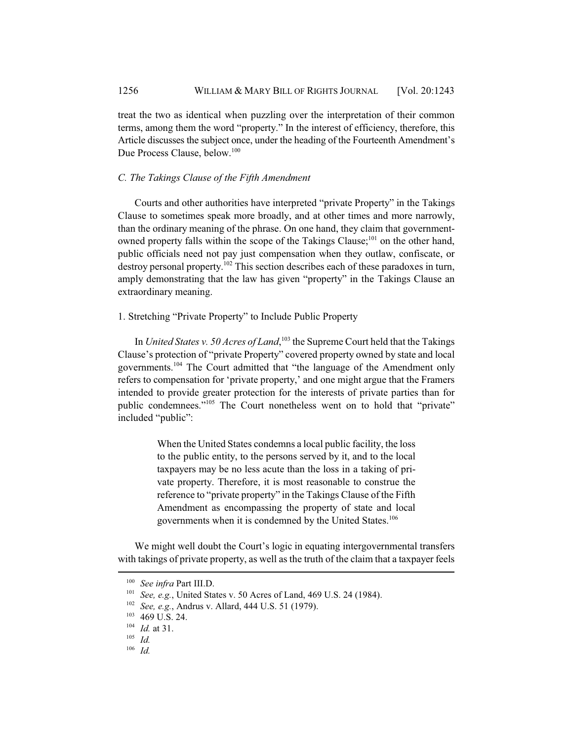treat the two as identical when puzzling over the interpretation of their common terms, among them the word "property." In the interest of efficiency, therefore, this Article discusses the subject once, under the heading of the Fourteenth Amendment's Due Process Clause, below.[100]

### *C. The Takings Clause of the Fifth Amendment*

Courts and other authorities have interpreted "private Property" in the Takings Clause to sometimes speak more broadly, and at other times and more narrowly, than the ordinary meaning of the phrase. On one hand, they claim that government-owned property falls within the scope of the Takings Clause;[101] on the other hand, public officials need not pay just compensation when they outlaw, confiscate, or destroy personal property.[102] This section describes each of these paradoxes in turn, amply demonstrating that the law has given "property" in the Takings Clause an extraordinary meaning.

#### 1. Stretching "Private Property" to Include Public Property

In *United States v. 50 Acres of Land*,[103] the Supreme Court held that the Takings Clause's protection of "private Property" covered property owned by state and local governments.[104] The Court admitted that "the language of the Amendment only refers to compensation for 'private property,' and one might argue that the Framers intended to provide greater protection for the interests of private parties than for public condemnees."[105] The Court nonetheless went on to hold that "private" included "public":

> When the United States condemns a local public facility, the loss to the public entity, to the persons served by it, and to the local taxpayers may be no less acute than the loss in a taking of private property. Therefore, it is most reasonable to construe the reference to "private property" in the Takings Clause of the Fifth Amendment as encompassing the property of state and local governments when it is condemned by the United States.[106]

We might well doubt the Court's logic in equating intergovernmental transfers with takings of private property, as well as the truth of the claim that a taxpayer feels

---

[100] *See infra* Part III.D.

[101] *See, e.g.*, United States v. 50 Acres of Land, 469 U.S. 24 (1984).

[102] *See, e.g.*, Andrus v. Allard, 444 U.S. 51 (1979).

[103] 469 U.S. 24.

[104] *Id.* at 31.

[105] *Id.*

[106] *Id.*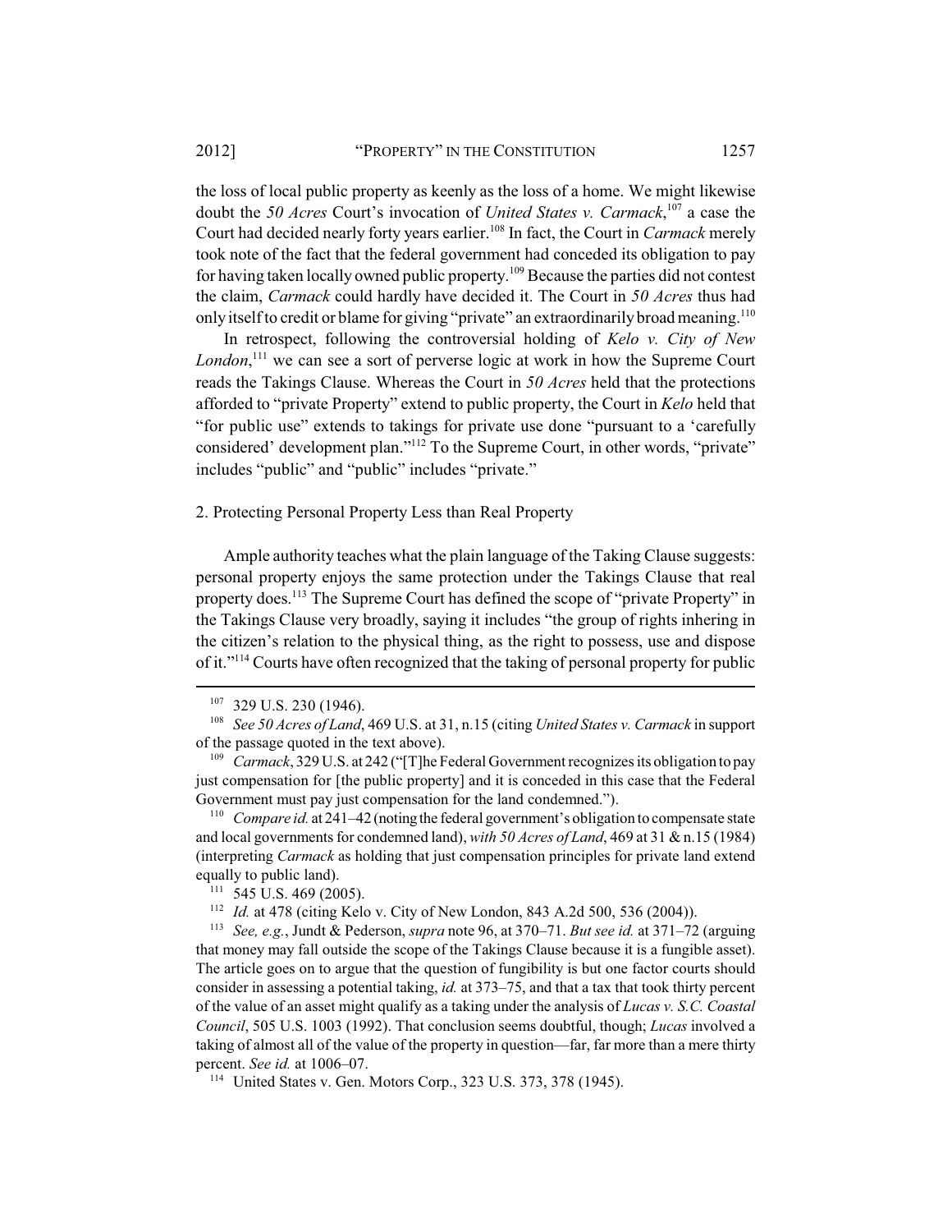the loss of local public property as keenly as the loss of a home. We might likewise doubt the *50 Acres* Court's invocation of *United States v. Carmack*,[107] a case the Court had decided nearly forty years earlier.[108] In fact, the Court in *Carmack* merely took note of the fact that the federal government had conceded its obligation to pay for having taken locally owned public property.[109] Because the parties did not contest the claim, *Carmack* could hardly have decided it. The Court in *50 Acres* thus had only itself to credit or blame for giving "private" an extraordinarily broad meaning.[110]

In retrospect, following the controversial holding of *Kelo v. City of New London*,[111] we can see a sort of perverse logic at work in how the Supreme Court reads the Takings Clause. Whereas the Court in *50 Acres* held that the protections afforded to "private Property" extend to public property, the Court in *Kelo* held that "for public use" extends to takings for private use done "pursuant to a 'carefully considered' development plan."[112] To the Supreme Court, in other words, "private" includes "public" and "public" includes "private."

### 2. Protecting Personal Property Less than Real Property

Ample authority teaches what the plain language of the Taking Clause suggests: personal property enjoys the same protection under the Takings Clause that real property does.[113] The Supreme Court has defined the scope of "private Property" in the Takings Clause very broadly, saying it includes "the group of rights inhering in the citizen's relation to the physical thing, as the right to possess, use and dispose of it."[114] Courts have often recognized that the taking of personal property for public

---

[107] 329 U.S. 230 (1946).

[108] *See 50 Acres of Land*, 469 U.S. at 31, n.15 (citing *United States v. Carmack* in support of the passage quoted in the text above).

[109] *Carmack*, 329 U.S. at 242 ("[T]he Federal Government recognizes its obligation to pay just compensation for [the public property] and it is conceded in this case that the Federal Government must pay just compensation for the land condemned.").

[110] *Compare id.* at 241–42 (noting the federal government's obligation to compensate state and local governments for condemned land), *with 50 Acres of Land*, 469 at 31 & n.15 (1984) (interpreting *Carmack* as holding that just compensation principles for private land extend equally to public land).

[111] 545 U.S. 469 (2005).

[112] *Id.* at 478 (citing Kelo v. City of New London, 843 A.2d 500, 536 (2004)).

[113] *See, e.g.*, Jundt & Pederson, *supra* note 96, at 370–71. *But see id.* at 371–72 (arguing that money may fall outside the scope of the Takings Clause because it is a fungible asset). The article goes on to argue that the question of fungibility is but one factor courts should consider in assessing a potential taking, *id.* at 373–75, and that a tax that took thirty percent of the value of an asset might qualify as a taking under the analysis of *Lucas v. S.C. Coastal Council*, 505 U.S. 1003 (1992). That conclusion seems doubtful, though; *Lucas* involved a taking of almost all of the value of the property in question—far, far more than a mere thirty percent. *See id.* at 1006–07.

[114] United States v. Gen. Motors Corp., 323 U.S. 373, 378 (1945).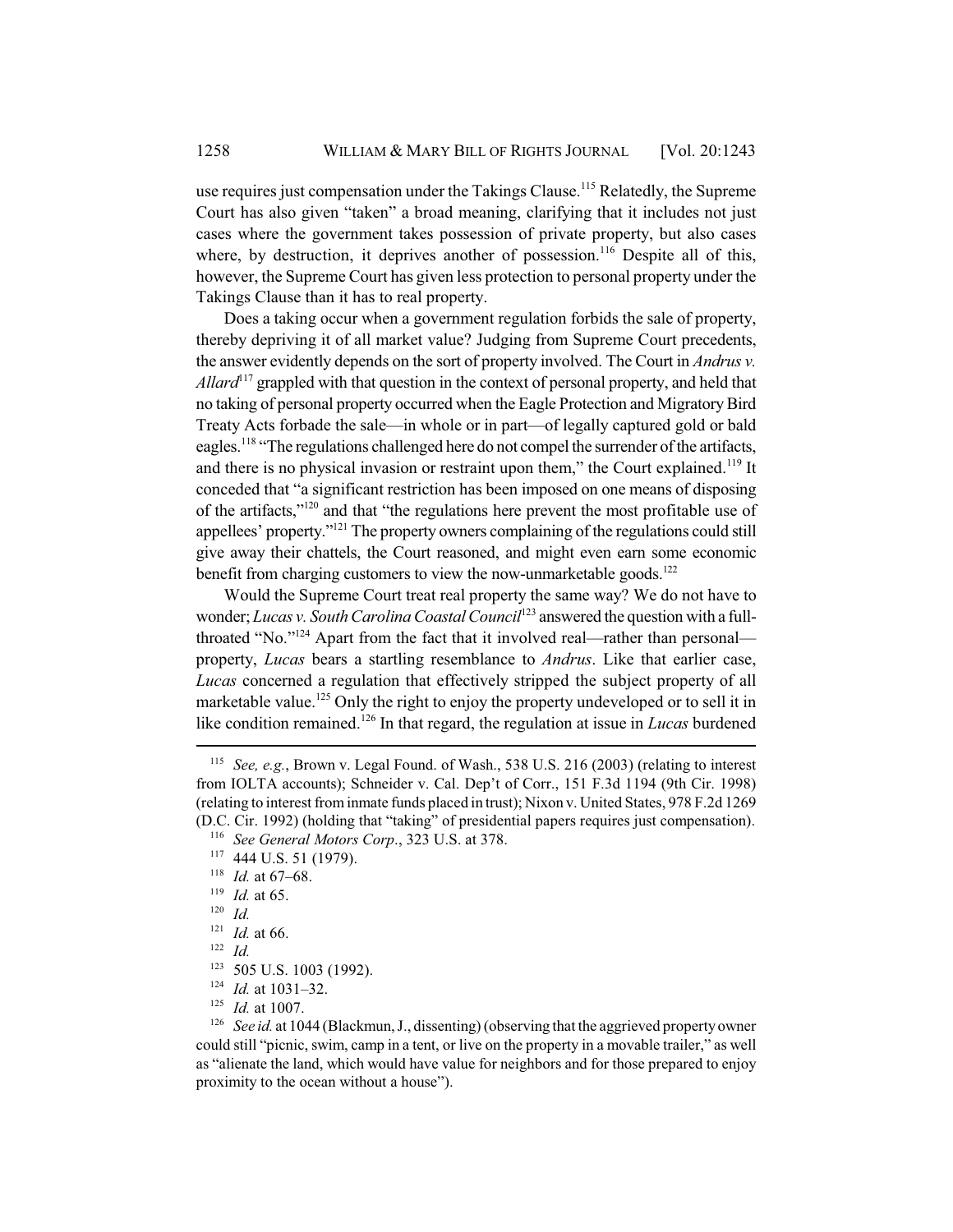use requires just compensation under the Takings Clause.[115] Relatedly, the Supreme Court has also given "taken" a broad meaning, clarifying that it includes not just cases where the government takes possession of private property, but also cases where, by destruction, it deprives another of possession.[116] Despite all of this, however, the Supreme Court has given less protection to personal property under the Takings Clause than it has to real property.

Does a taking occur when a government regulation forbids the sale of property, thereby depriving it of all market value? Judging from Supreme Court precedents, the answer evidently depends on the sort of property involved. The Court in *Andrus v. Allard*[117] grappled with that question in the context of personal property, and held that no taking of personal property occurred when the Eagle Protection and Migratory Bird Treaty Acts forbade the sale—in whole or in part—of legally captured gold or bald eagles.[118] "The regulations challenged here do not compel the surrender of the artifacts, and there is no physical invasion or restraint upon them," the Court explained.[119] It conceded that "a significant restriction has been imposed on one means of disposing of the artifacts,"[120] and that "the regulations here prevent the most profitable use of appellees' property."[121] The property owners complaining of the regulations could still give away their chattels, the Court reasoned, and might even earn some economic benefit from charging customers to view the now-unmarketable goods.[122]

Would the Supreme Court treat real property the same way? We do not have to wonder; *Lucas v. South Carolina Coastal Council*[123] answered the question with a full-throated "No."[124] Apart from the fact that it involved real—rather than personal—property, *Lucas* bears a startling resemblance to *Andrus*. Like that earlier case, *Lucas* concerned a regulation that effectively stripped the subject property of all marketable value.[125] Only the right to enjoy the property undeveloped or to sell it in like condition remained.[126] In that regard, the regulation at issue in *Lucas* burdened

---

[115] *See, e.g.*, Brown v. Legal Found. of Wash., 538 U.S. 216 (2003) (relating to interest from IOLTA accounts); Schneider v. Cal. Dep't of Corr., 151 F.3d 1194 (9th Cir. 1998) (relating to interest from inmate funds placed in trust); Nixon v. United States, 978 F.2d 1269 (D.C. Cir. 1992) (holding that "taking" of presidential papers requires just compensation).

[116] *See General Motors Corp.*, 323 U.S. at 378.

[117] 444 U.S. 51 (1979).

[118] *Id.* at 67–68.

[119] *Id.* at 65.

[120] *Id.*

[121] *Id.* at 66.

[122] *Id.*

[123] 505 U.S. 1003 (1992).

[124] *Id.* at 1031–32.

[125] *Id.* at 1007.

[126] *See id.* at 1044 (Blackmun, J., dissenting) (observing that the aggrieved property owner could still "picnic, swim, camp in a tent, or live on the property in a movable trailer," as well as "alienate the land, which would have value for neighbors and for those prepared to enjoy proximity to the ocean without a house").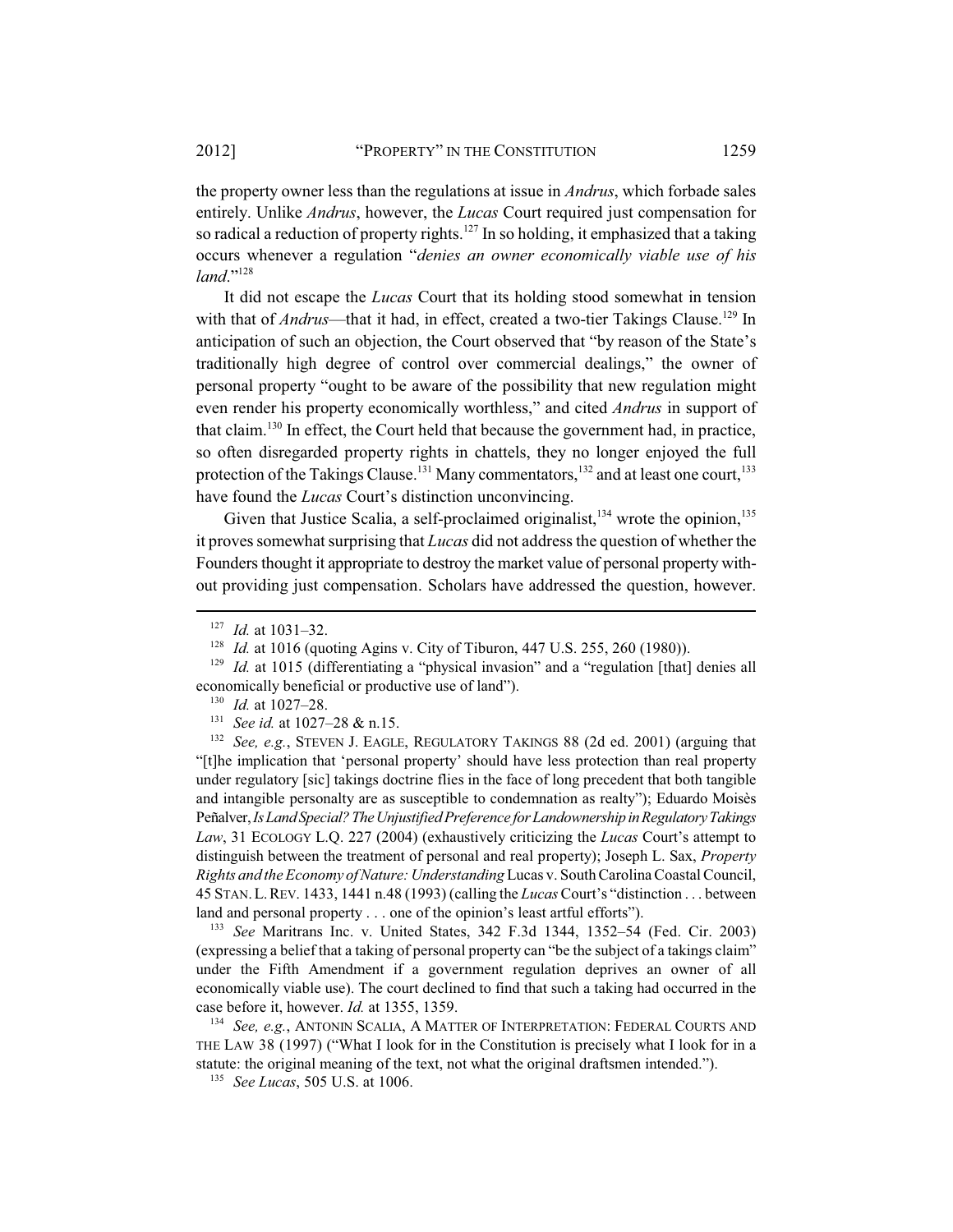the property owner less than the regulations at issue in *Andrus*, which forbade sales entirely. Unlike *Andrus*, however, the *Lucas* Court required just compensation for so radical a reduction of property rights.[127] In so holding, it emphasized that a taking occurs whenever a regulation "*denies an owner economically viable use of his land*."[128]

It did not escape the *Lucas* Court that its holding stood somewhat in tension with that of *Andrus*—that it had, in effect, created a two-tier Takings Clause.[129] In anticipation of such an objection, the Court observed that "by reason of the State's traditionally high degree of control over commercial dealings," the owner of personal property "ought to be aware of the possibility that new regulation might even render his property economically worthless," and cited *Andrus* in support of that claim.[130] In effect, the Court held that because the government had, in practice, so often disregarded property rights in chattels, they no longer enjoyed the full protection of the Takings Clause.[131] Many commentators,[132] and at least one court,[133] have found the *Lucas* Court's distinction unconvincing.

Given that Justice Scalia, a self-proclaimed originalist,[134] wrote the opinion,[135] it proves somewhat surprising that *Lucas* did not address the question of whether the Founders thought it appropriate to destroy the market value of personal property without providing just compensation. Scholars have addressed the question, however.

---

[127] *Id.* at 1031–32.

[128] *Id.* at 1016 (quoting Agins v. City of Tiburon, 447 U.S. 255, 260 (1980)).

[129] *Id.* at 1015 (differentiating a "physical invasion" and a "regulation [that] denies all economically beneficial or productive use of land").

[130] *Id.* at 1027–28.

[131] *See id.* at 1027–28 & n.15.

[132] *See, e.g.*, STEVEN J. EAGLE, REGULATORY TAKINGS 88 (2d ed. 2001) (arguing that "[t]he implication that 'personal property' should have less protection than real property under regulatory [sic] takings doctrine flies in the face of long precedent that both tangible and intangible personalty are as susceptible to condemnation as realty"); Eduardo Moisès Peñalver, *Is Land Special? The Unjustified Preference for Landownership in Regulatory Takings Law*, 31 ECOLOGY L.Q. 227 (2004) (exhaustively criticizing the *Lucas* Court's attempt to distinguish between the treatment of personal and real property); Joseph L. Sax, *Property Rights and the Economy of Nature: Understanding* Lucas v. South Carolina Coastal Council, 45 STAN. L. REV. 1433, 1441 n.48 (1993) (calling the *Lucas* Court's "distinction . . . between land and personal property . . . one of the opinion's least artful efforts").

[133] *See* Maritrans Inc. v. United States, 342 F.3d 1344, 1352–54 (Fed. Cir. 2003) (expressing a belief that a taking of personal property can "be the subject of a takings claim" under the Fifth Amendment if a government regulation deprives an owner of all economically viable use). The court declined to find that such a taking had occurred in the case before it, however. *Id.* at 1355, 1359.

[134] *See, e.g.*, ANTONIN SCALIA, A MATTER OF INTERPRETATION: FEDERAL COURTS AND THE LAW 38 (1997) ("What I look for in the Constitution is precisely what I look for in a statute: the original meaning of the text, not what the original draftsmen intended.").

[135] *See Lucas*, 505 U.S. at 1006.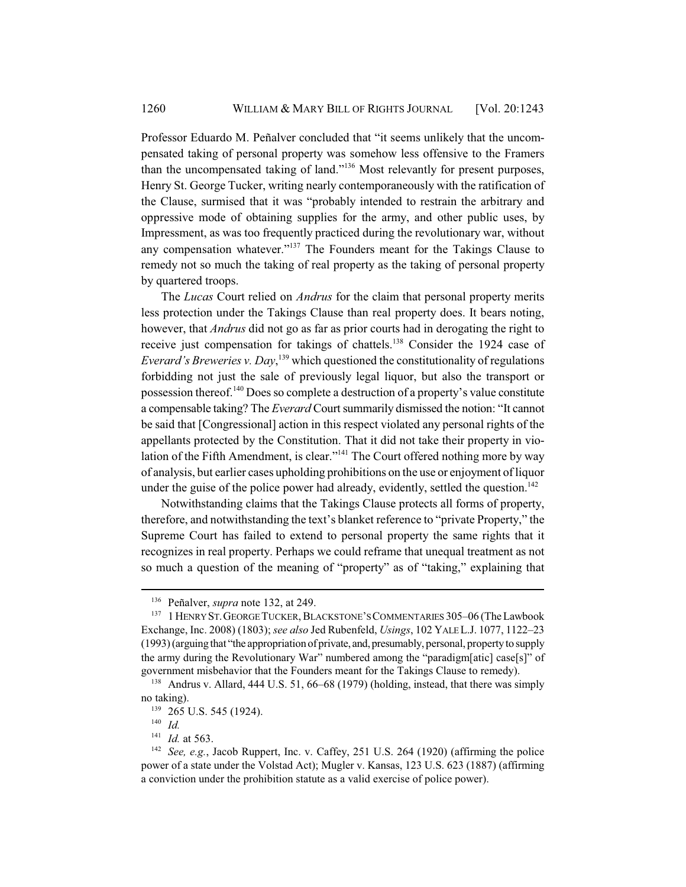Professor Eduardo M. Peñalver concluded that "it seems unlikely that the uncompensated taking of personal property was somehow less offensive to the Framers than the uncompensated taking of land."[136] Most relevantly for present purposes, Henry St. George Tucker, writing nearly contemporaneously with the ratification of the Clause, surmised that it was "probably intended to restrain the arbitrary and oppressive mode of obtaining supplies for the army, and other public uses, by Impressment, as was too frequently practiced during the revolutionary war, without any compensation whatever."[137] The Founders meant for the Takings Clause to remedy not so much the taking of real property as the taking of personal property by quartered troops.

The *Lucas* Court relied on *Andrus* for the claim that personal property merits less protection under the Takings Clause than real property does. It bears noting, however, that *Andrus* did not go as far as prior courts had in derogating the right to receive just compensation for takings of chattels.[138] Consider the 1924 case of *Everard's Breweries v. Day*,[139] which questioned the constitutionality of regulations forbidding not just the sale of previously legal liquor, but also the transport or possession thereof.[140] Does so complete a destruction of a property's value constitute a compensable taking? The *Everard* Court summarily dismissed the notion: "It cannot be said that [Congressional] action in this respect violated any personal rights of the appellants protected by the Constitution. That it did not take their property in violation of the Fifth Amendment, is clear."[141] The Court offered nothing more by way of analysis, but earlier cases upholding prohibitions on the use or enjoyment of liquor under the guise of the police power had already, evidently, settled the question.[142]

Notwithstanding claims that the Takings Clause protects all forms of property, therefore, and notwithstanding the text's blanket reference to "private Property," the Supreme Court has failed to extend to personal property the same rights that it recognizes in real property. Perhaps we could reframe that unequal treatment as not so much a question of the meaning of "property" as of "taking," explaining that

---

[136] Peñalver, *supra* note 132, at 249.

[137] 1 HENRY ST. GEORGE TUCKER, BLACKSTONE'S COMMENTARIES 305–06 (The Lawbook Exchange, Inc. 2008) (1803); *see also* Jed Rubenfeld, *Usings*, 102 YALE L.J. 1077, 1122–23 (1993) (arguing that "the appropriation of private, and, presumably, personal, property to supply the army during the Revolutionary War" numbered among the "paradigm[atic] case[s]" of government misbehavior that the Founders meant for the Takings Clause to remedy).

[138] Andrus v. Allard, 444 U.S. 51, 66–68 (1979) (holding, instead, that there was simply no taking).

[139] 265 U.S. 545 (1924).

[140] *Id.*

[141] *Id.* at 563.

[142] *See, e.g.*, Jacob Ruppert, Inc. v. Caffey, 251 U.S. 264 (1920) (affirming the police power of a state under the Volstad Act); Mugler v. Kansas, 123 U.S. 623 (1887) (affirming a conviction under the prohibition statute as a valid exercise of police power).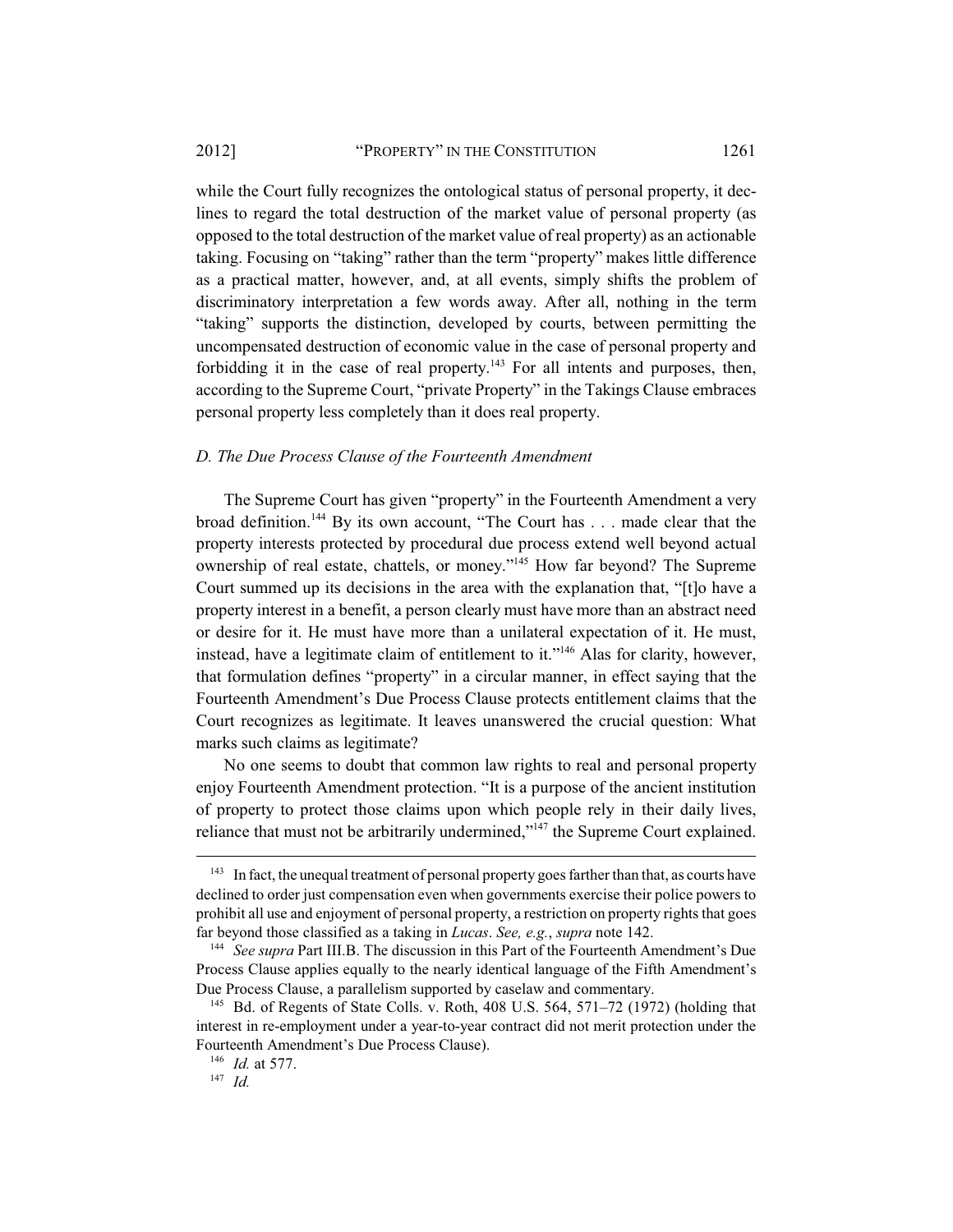while the Court fully recognizes the ontological status of personal property, it declines to regard the total destruction of the market value of personal property (as opposed to the total destruction of the market value of real property) as an actionable taking. Focusing on "taking" rather than the term "property" makes little difference as a practical matter, however, and, at all events, simply shifts the problem of discriminatory interpretation a few words away. After all, nothing in the term "taking" supports the distinction, developed by courts, between permitting the uncompensated destruction of economic value in the case of personal property and forbidding it in the case of real property.[143] For all intents and purposes, then, according to the Supreme Court, "private Property" in the Takings Clause embraces personal property less completely than it does real property.

### *D. The Due Process Clause of the Fourteenth Amendment*

The Supreme Court has given "property" in the Fourteenth Amendment a very broad definition.[144] By its own account, "The Court has . . . made clear that the property interests protected by procedural due process extend well beyond actual ownership of real estate, chattels, or money."[145] How far beyond? The Supreme Court summed up its decisions in the area with the explanation that, "[t]o have a property interest in a benefit, a person clearly must have more than an abstract need or desire for it. He must have more than a unilateral expectation of it. He must, instead, have a legitimate claim of entitlement to it."[146] Alas for clarity, however, that formulation defines "property" in a circular manner, in effect saying that the Fourteenth Amendment's Due Process Clause protects entitlement claims that the Court recognizes as legitimate. It leaves unanswered the crucial question: What marks such claims as legitimate?

No one seems to doubt that common law rights to real and personal property enjoy Fourteenth Amendment protection. "It is a purpose of the ancient institution of property to protect those claims upon which people rely in their daily lives, reliance that must not be arbitrarily undermined,"[147] the Supreme Court explained.

---

[143] In fact, the unequal treatment of personal property goes farther than that, as courts have declined to order just compensation even when governments exercise their police powers to prohibit all use and enjoyment of personal property, a restriction on property rights that goes far beyond those classified as a taking in *Lucas*. *See, e.g.*, *supra* note 142.

[144] *See supra* Part III.B. The discussion in this Part of the Fourteenth Amendment's Due Process Clause applies equally to the nearly identical language of the Fifth Amendment's Due Process Clause, a parallelism supported by caselaw and commentary.

[145] Bd. of Regents of State Colls. v. Roth, 408 U.S. 564, 571–72 (1972) (holding that interest in re-employment under a year-to-year contract did not merit protection under the Fourteenth Amendment's Due Process Clause).

[146] *Id.* at 577.

[147] *Id.*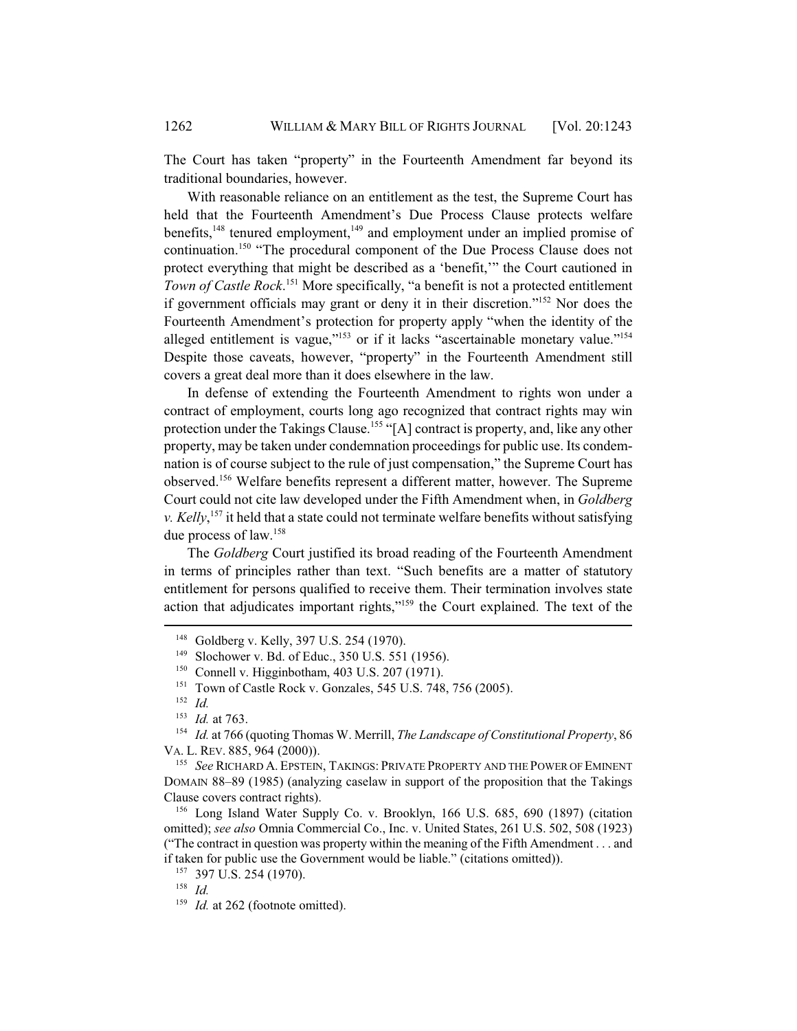The Court has taken "property" in the Fourteenth Amendment far beyond its traditional boundaries, however.

With reasonable reliance on an entitlement as the test, the Supreme Court has held that the Fourteenth Amendment's Due Process Clause protects welfare benefits,[148] tenured employment,[149] and employment under an implied promise of continuation.[150] "The procedural component of the Due Process Clause does not protect everything that might be described as a 'benefit,'" the Court cautioned in *Town of Castle Rock*.[151] More specifically, "a benefit is not a protected entitlement if government officials may grant or deny it in their discretion."[152] Nor does the Fourteenth Amendment's protection for property apply "when the identity of the alleged entitlement is vague,"[153] or if it lacks "ascertainable monetary value."[154] Despite those caveats, however, "property" in the Fourteenth Amendment still covers a great deal more than it does elsewhere in the law.

In defense of extending the Fourteenth Amendment to rights won under a contract of employment, courts long ago recognized that contract rights may win protection under the Takings Clause.[155] "[A] contract is property, and, like any other property, may be taken under condemnation proceedings for public use. Its condemnation is of course subject to the rule of just compensation," the Supreme Court has observed.[156] Welfare benefits represent a different matter, however. The Supreme Court could not cite law developed under the Fifth Amendment when, in *Goldberg v. Kelly*,[157] it held that a state could not terminate welfare benefits without satisfying due process of law.[158]

The *Goldberg* Court justified its broad reading of the Fourteenth Amendment in terms of principles rather than text. "Such benefits are a matter of statutory entitlement for persons qualified to receive them. Their termination involves state action that adjudicates important rights,"[159] the Court explained. The text of the

---

[148] Goldberg v. Kelly, 397 U.S. 254 (1970).

[149] Slochower v. Bd. of Educ., 350 U.S. 551 (1956).

[150] Connell v. Higginbotham, 403 U.S. 207 (1971).

[151] Town of Castle Rock v. Gonzales, 545 U.S. 748, 756 (2005).

[152] *Id.*

[153] *Id.* at 763.

[154] *Id.* at 766 (quoting Thomas W. Merrill, *The Landscape of Constitutional Property*, 86 VA. L. REV. 885, 964 (2000)).

[155] *See* RICHARD A. EPSTEIN, TAKINGS: PRIVATE PROPERTY AND THE POWER OF EMINENT DOMAIN 88–89 (1985) (analyzing caselaw in support of the proposition that the Takings Clause covers contract rights).

[156] Long Island Water Supply Co. v. Brooklyn, 166 U.S. 685, 690 (1897) (citation omitted); *see also* Omnia Commercial Co., Inc. v. United States, 261 U.S. 502, 508 (1923) ("The contract in question was property within the meaning of the Fifth Amendment . . . and if taken for public use the Government would be liable." (citations omitted)).

[157] 397 U.S. 254 (1970).

[158] *Id.*

[159] *Id.* at 262 (footnote omitted).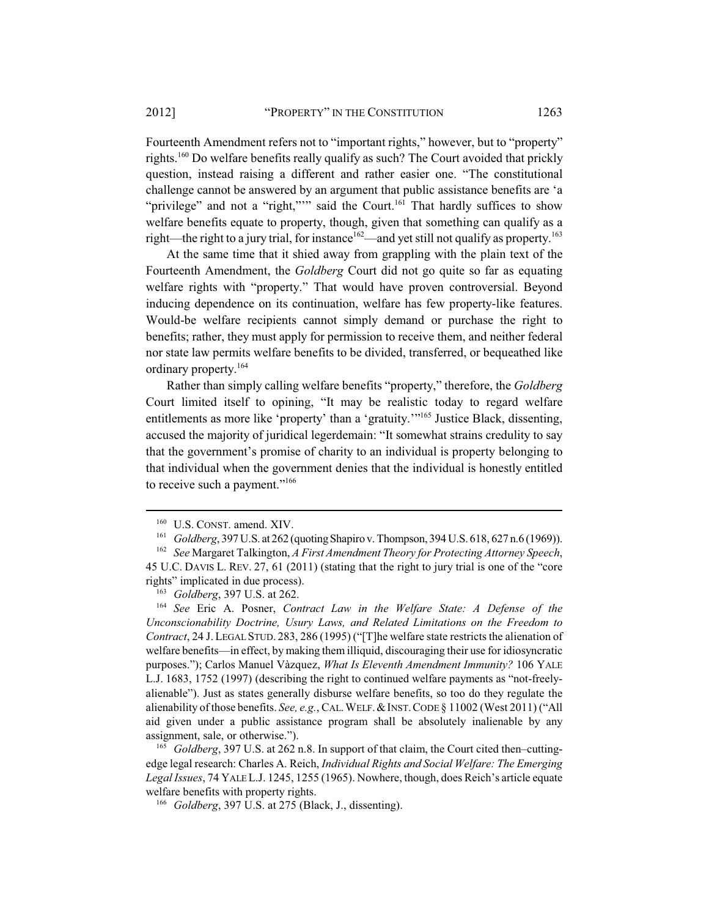Fourteenth Amendment refers not to "important rights," however, but to "property" rights.[160] Do welfare benefits really qualify as such? The Court avoided that prickly question, instead raising a different and rather easier one. "The constitutional challenge cannot be answered by an argument that public assistance benefits are 'a "privilege" and not a "right,"'" said the Court.[161] That hardly suffices to show welfare benefits equate to property, though, given that something can qualify as a right—the right to a jury trial, for instance[162]—and yet still not qualify as property.[163]

At the same time that it shied away from grappling with the plain text of the Fourteenth Amendment, the *Goldberg* Court did not go quite so far as equating welfare rights with "property." That would have proven controversial. Beyond inducing dependence on its continuation, welfare has few property-like features. Would-be welfare recipients cannot simply demand or purchase the right to benefits; rather, they must apply for permission to receive them, and neither federal nor state law permits welfare benefits to be divided, transferred, or bequeathed like ordinary property.[164]

Rather than simply calling welfare benefits "property," therefore, the *Goldberg* Court limited itself to opining, "It may be realistic today to regard welfare entitlements as more like 'property' than a 'gratuity.'"[165] Justice Black, dissenting, accused the majority of juridical legerdemain: "It somewhat strains credulity to say that the government's promise of charity to an individual is property belonging to that individual when the government denies that the individual is honestly entitled to receive such a payment."[166]

---

[160] U.S. CONST. amend. XIV.

[161] *Goldberg*, 397 U.S. at 262 (quoting Shapiro v. Thompson, 394 U.S. 618, 627 n.6 (1969)).

[162] *See* Margaret Talkington, *A First Amendment Theory for Protecting Attorney Speech*, 45 U.C. DAVIS L. REV. 27, 61 (2011) (stating that the right to jury trial is one of the "core rights" implicated in due process).

[163] *Goldberg*, 397 U.S. at 262.

[164] *See* Eric A. Posner, *Contract Law in the Welfare State: A Defense of the Unconscionability Doctrine, Usury Laws, and Related Limitations on the Freedom to Contract*, 24 J. LEGAL STUD. 283, 286 (1995) ("[T]he welfare state restricts the alienation of welfare benefits—in effect, by making them illiquid, discouraging their use for idiosyncratic purposes."); Carlos Manuel Vàzquez, *What Is Eleventh Amendment Immunity?* 106 YALE L.J. 1683, 1752 (1997) (describing the right to continued welfare payments as "not-freely-alienable"). Just as states generally disburse welfare benefits, so too do they regulate the alienability of those benefits. *See, e.g.*, CAL. WELF. & INST. CODE § 11002 (West 2011) ("All aid given under a public assistance program shall be absolutely inalienable by any assignment, sale, or otherwise.").

[165] *Goldberg*, 397 U.S. at 262 n.8. In support of that claim, the Court cited then–cutting-edge legal research: Charles A. Reich, *Individual Rights and Social Welfare: The Emerging Legal Issues*, 74 YALE L.J. 1245, 1255 (1965). Nowhere, though, does Reich's article equate welfare benefits with property rights.

[166] *Goldberg*, 397 U.S. at 275 (Black, J., dissenting).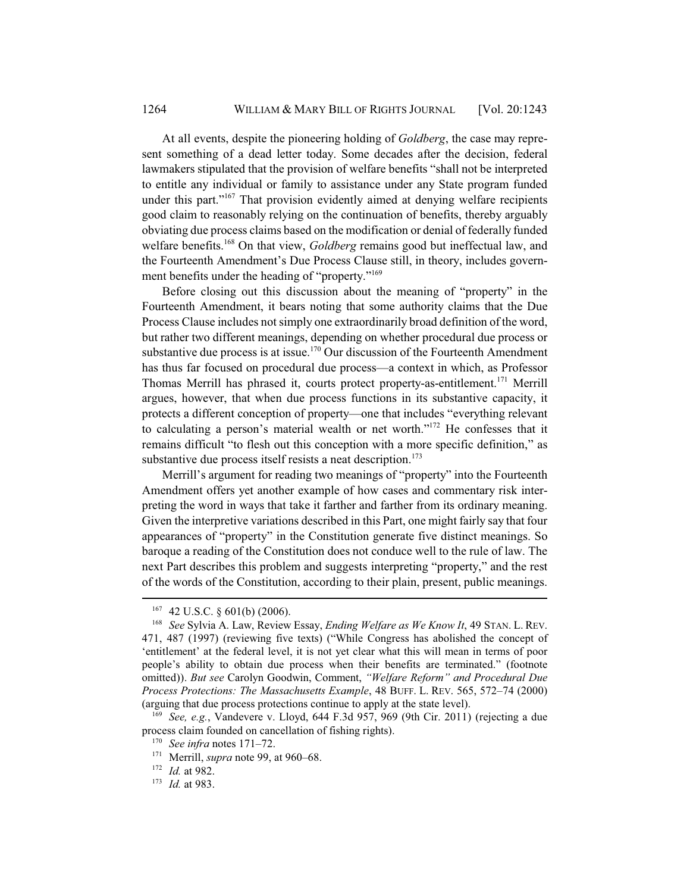At all events, despite the pioneering holding of *Goldberg*, the case may represent something of a dead letter today. Some decades after the decision, federal lawmakers stipulated that the provision of welfare benefits "shall not be interpreted to entitle any individual or family to assistance under any State program funded under this part."[167] That provision evidently aimed at denying welfare recipients good claim to reasonably relying on the continuation of benefits, thereby arguably obviating due process claims based on the modification or denial of federally funded welfare benefits.[168] On that view, *Goldberg* remains good but ineffectual law, and the Fourteenth Amendment's Due Process Clause still, in theory, includes government benefits under the heading of "property."[169]

Before closing out this discussion about the meaning of "property" in the Fourteenth Amendment, it bears noting that some authority claims that the Due Process Clause includes not simply one extraordinarily broad definition of the word, but rather two different meanings, depending on whether procedural due process or substantive due process is at issue.[170] Our discussion of the Fourteenth Amendment has thus far focused on procedural due process—a context in which, as Professor Thomas Merrill has phrased it, courts protect property-as-entitlement.[171] Merrill argues, however, that when due process functions in its substantive capacity, it protects a different conception of property—one that includes "everything relevant to calculating a person's material wealth or net worth."[172] He confesses that it remains difficult "to flesh out this conception with a more specific definition," as substantive due process itself resists a neat description.[173]

Merrill's argument for reading two meanings of "property" into the Fourteenth Amendment offers yet another example of how cases and commentary risk interpreting the word in ways that take it farther and farther from its ordinary meaning. Given the interpretive variations described in this Part, one might fairly say that four appearances of "property" in the Constitution generate five distinct meanings. So baroque a reading of the Constitution does not conduce well to the rule of law. The next Part describes this problem and suggests interpreting "property," and the rest of the words of the Constitution, according to their plain, present, public meanings.

---

[167] 42 U.S.C. § 601(b) (2006).

[168] *See* Sylvia A. Law, Review Essay, *Ending Welfare as We Know It*, 49 STAN. L. REV. 471, 487 (1997) (reviewing five texts) ("While Congress has abolished the concept of 'entitlement' at the federal level, it is not yet clear what this will mean in terms of poor people's ability to obtain due process when their benefits are terminated." (footnote omitted)). *But see* Carolyn Goodwin, Comment, *"Welfare Reform" and Procedural Due Process Protections: The Massachusetts Example*, 48 BUFF. L. REV. 565, 572–74 (2000) (arguing that due process protections continue to apply at the state level).

[169] *See, e.g.*, Vandevere v. Lloyd, 644 F.3d 957, 969 (9th Cir. 2011) (rejecting a due process claim founded on cancellation of fishing rights).

[170] *See infra* notes 171–72.

[171] Merrill, *supra* note 99, at 960–68.

[172] *Id.* at 982.

[173] *Id.* at 983.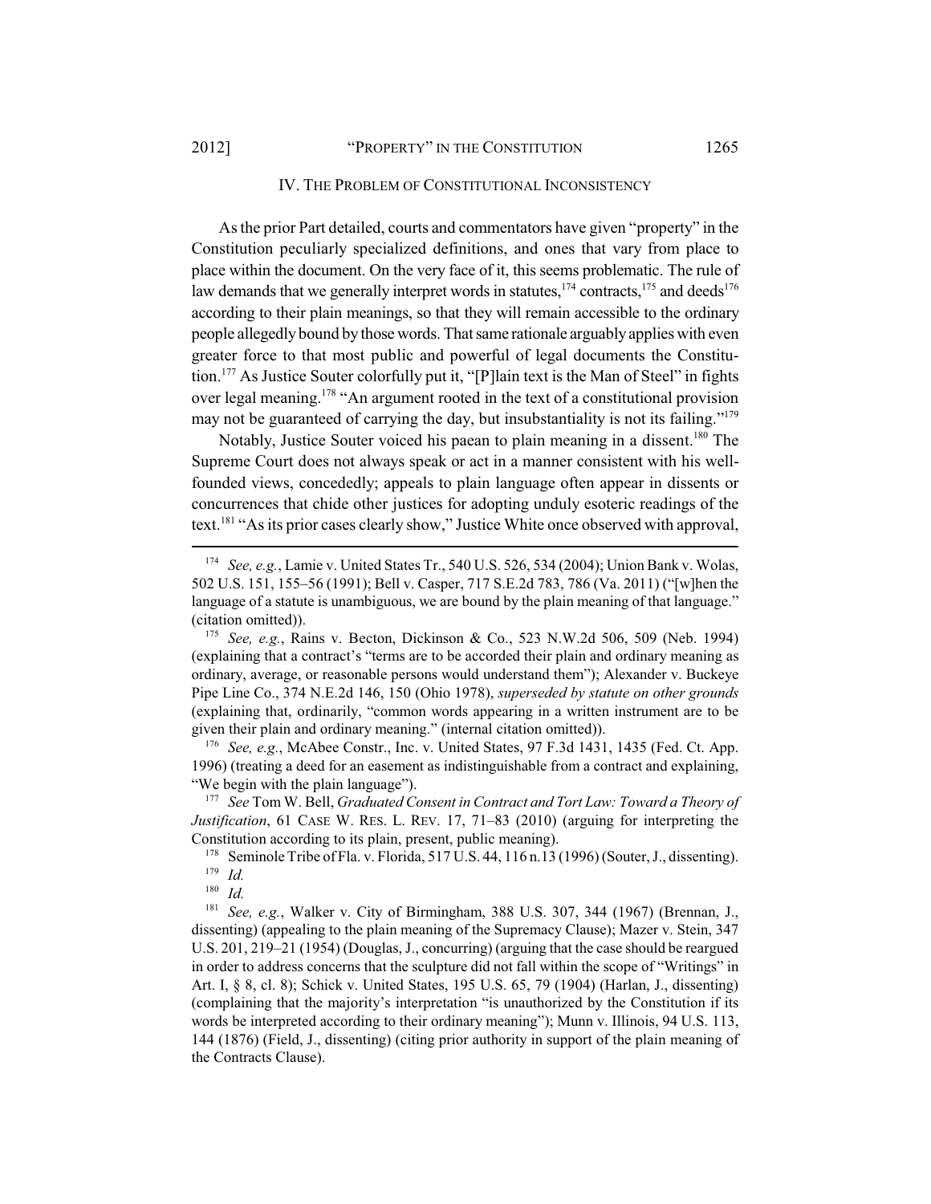## IV. THE PROBLEM OF CONSTITUTIONAL INCONSISTENCY

As the prior Part detailed, courts and commentators have given "property" in the Constitution peculiarly specialized definitions, and ones that vary from place to place within the document. On the very face of it, this seems problematic. The rule of law demands that we generally interpret words in statutes,[174] contracts,[175] and deeds[176] according to their plain meanings, so that they will remain accessible to the ordinary people allegedly bound by those words. That same rationale arguably applies with even greater force to that most public and powerful of legal documents the Constitution.[177] As Justice Souter colorfully put it, "[P]lain text is the Man of Steel" in fights over legal meaning.[178] "An argument rooted in the text of a constitutional provision may not be guaranteed of carrying the day, but insubstantiality is not its failing."[179]

Notably, Justice Souter voiced his paean to plain meaning in a dissent.[180] The Supreme Court does not always speak or act in a manner consistent with his well-founded views, concededly; appeals to plain language often appear in dissents or concurrences that chide other justices for adopting unduly esoteric readings of the text.[181] "As its prior cases clearly show," Justice White once observed with approval,

---

[174] *See, e.g.*, Lamie v. United States Tr., 540 U.S. 526, 534 (2004); Union Bank v. Wolas, 502 U.S. 151, 155–56 (1991); Bell v. Casper, 717 S.E.2d 783, 786 (Va. 2011) ("[w]hen the language of a statute is unambiguous, we are bound by the plain meaning of that language." (citation omitted)).

[175] *See, e.g.*, Rains v. Becton, Dickinson & Co., 523 N.W.2d 506, 509 (Neb. 1994) (explaining that a contract's "terms are to be accorded their plain and ordinary meaning as ordinary, average, or reasonable persons would understand them"); Alexander v. Buckeye Pipe Line Co., 374 N.E.2d 146, 150 (Ohio 1978), *superseded by statute on other grounds* (explaining that, ordinarily, "common words appearing in a written instrument are to be given their plain and ordinary meaning." (internal citation omitted)).

[176] *See, e.g.*, McAbee Constr., Inc. v. United States, 97 F.3d 1431, 1435 (Fed. Ct. App. 1996) (treating a deed for an easement as indistinguishable from a contract and explaining, "We begin with the plain language").

[177] *See* Tom W. Bell, *Graduated Consent in Contract and Tort Law: Toward a Theory of Justification*, 61 CASE W. RES. L. REV. 17, 71–83 (2010) (arguing for interpreting the Constitution according to its plain, present, public meaning).

[178] Seminole Tribe of Fla. v. Florida, 517 U.S. 44, 116 n.13 (1996) (Souter, J., dissenting).

[179] *Id.*

[180] *Id.*

[181] *See, e.g.*, Walker v. City of Birmingham, 388 U.S. 307, 344 (1967) (Brennan, J., dissenting) (appealing to the plain meaning of the Supremacy Clause); Mazer v. Stein, 347 U.S. 201, 219–21 (1954) (Douglas, J., concurring) (arguing that the case should be reargued in order to address concerns that the sculpture did not fall within the scope of "Writings" in Art. I, § 8, cl. 8); Schick v. United States, 195 U.S. 65, 79 (1904) (Harlan, J., dissenting) (complaining that the majority's interpretation "is unauthorized by the Constitution if its words be interpreted according to their ordinary meaning"); Munn v. Illinois, 94 U.S. 113, 144 (1876) (Field, J., dissenting) (citing prior authority in support of the plain meaning of the Contracts Clause).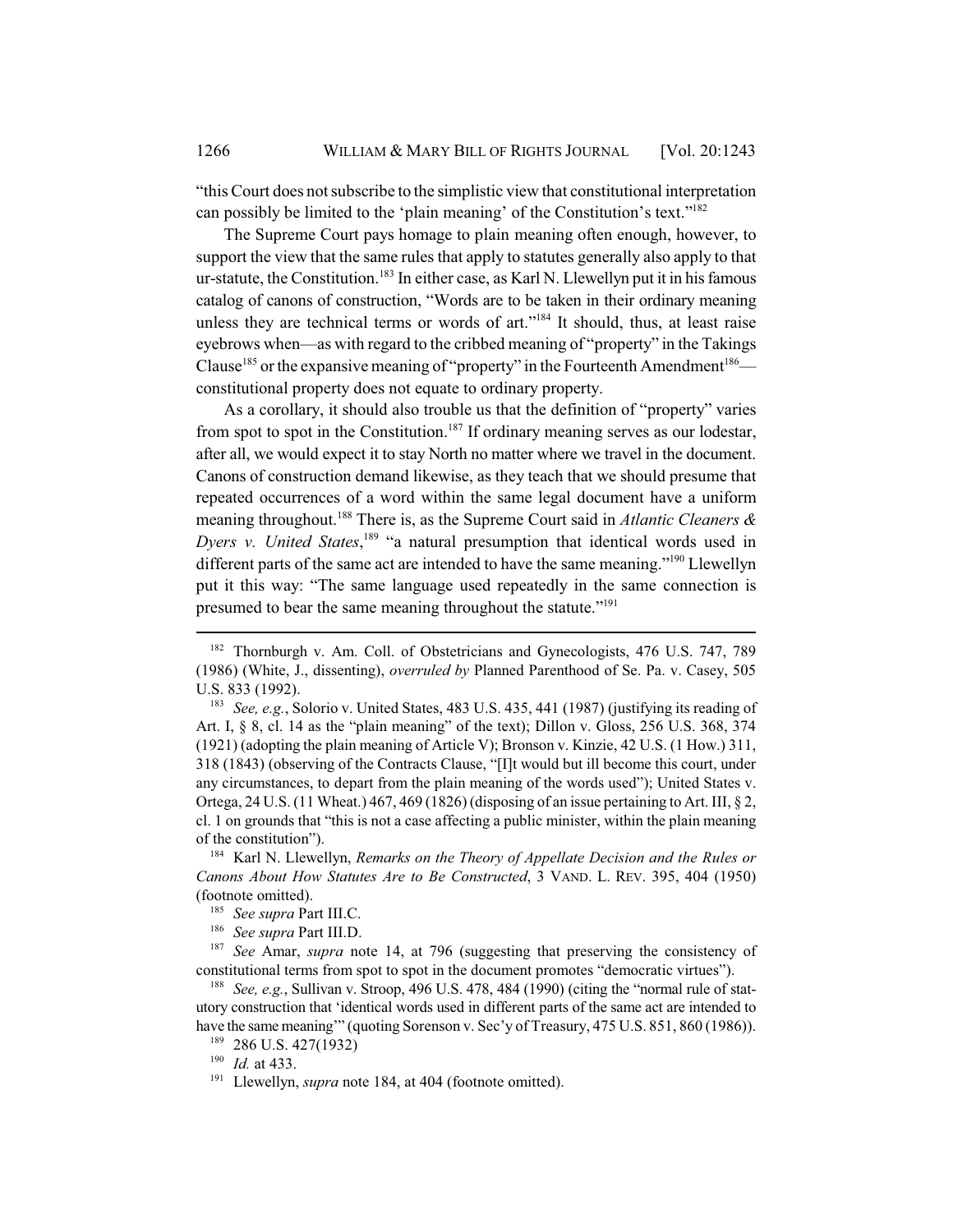"this Court does not subscribe to the simplistic view that constitutional interpretation can possibly be limited to the 'plain meaning' of the Constitution's text."[182]

The Supreme Court pays homage to plain meaning often enough, however, to support the view that the same rules that apply to statutes generally also apply to that ur-statute, the Constitution.[183] In either case, as Karl N. Llewellyn put it in his famous catalog of canons of construction, "Words are to be taken in their ordinary meaning unless they are technical terms or words of art."[184] It should, thus, at least raise eyebrows when—as with regard to the cribbed meaning of "property" in the Takings Clause[185] or the expansive meaning of "property" in the Fourteenth Amendment[186]—constitutional property does not equate to ordinary property.

As a corollary, it should also trouble us that the definition of "property" varies from spot to spot in the Constitution.[187] If ordinary meaning serves as our lodestar, after all, we would expect it to stay North no matter where we travel in the document. Canons of construction demand likewise, as they teach that we should presume that repeated occurrences of a word within the same legal document have a uniform meaning throughout.[188] There is, as the Supreme Court said in *Atlantic Cleaners & Dyers v. United States*,[189] "a natural presumption that identical words used in different parts of the same act are intended to have the same meaning."[190] Llewellyn put it this way: "The same language used repeatedly in the same connection is presumed to bear the same meaning throughout the statute."[191]

---

[182] Thornburgh v. Am. Coll. of Obstetricians and Gynecologists, 476 U.S. 747, 789 (1986) (White, J., dissenting), *overruled by* Planned Parenthood of Se. Pa. v. Casey, 505 U.S. 833 (1992).

[183] *See, e.g.*, Solorio v. United States, 483 U.S. 435, 441 (1987) (justifying its reading of Art. I, § 8, cl. 14 as the "plain meaning" of the text); Dillon v. Gloss, 256 U.S. 368, 374 (1921) (adopting the plain meaning of Article V); Bronson v. Kinzie, 42 U.S. (1 How.) 311, 318 (1843) (observing of the Contracts Clause, "[I]t would but ill become this court, under any circumstances, to depart from the plain meaning of the words used"); United States v. Ortega, 24 U.S. (11 Wheat.) 467, 469 (1826) (disposing of an issue pertaining to Art. III, § 2, cl. 1 on grounds that "this is not a case affecting a public minister, within the plain meaning of the constitution").

[184] Karl N. Llewellyn, *Remarks on the Theory of Appellate Decision and the Rules or Canons About How Statutes Are to Be Constructed*, 3 VAND. L. REV. 395, 404 (1950) (footnote omitted).

[185] *See supra* Part III.C.

[186] *See supra* Part III.D.

[187] *See* Amar, *supra* note 14, at 796 (suggesting that preserving the consistency of constitutional terms from spot to spot in the document promotes "democratic virtues").

[188] *See, e.g.*, Sullivan v. Stroop, 496 U.S. 478, 484 (1990) (citing the "normal rule of statutory construction that 'identical words used in different parts of the same act are intended to have the same meaning'" (quoting Sorenson v. Sec'y of Treasury, 475 U.S. 851, 860 (1986)).

[189] 286 U.S. 427(1932)

[190] *Id.* at 433.

[191] Llewellyn, *supra* note 184, at 404 (footnote omitted).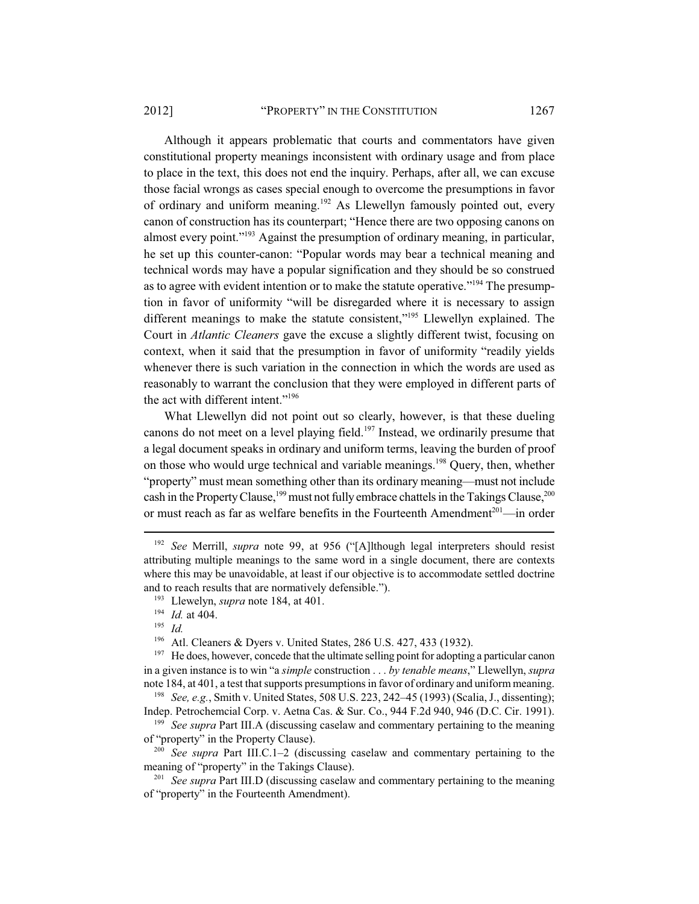Although it appears problematic that courts and commentators have given constitutional property meanings inconsistent with ordinary usage and from place to place in the text, this does not end the inquiry. Perhaps, after all, we can excuse those facial wrongs as cases special enough to overcome the presumptions in favor of ordinary and uniform meaning.[192] As Llewellyn famously pointed out, every canon of construction has its counterpart; "Hence there are two opposing canons on almost every point."[193] Against the presumption of ordinary meaning, in particular, he set up this counter-canon: "Popular words may bear a technical meaning and technical words may have a popular signification and they should be so construed as to agree with evident intention or to make the statute operative."[194] The presumption in favor of uniformity "will be disregarded where it is necessary to assign different meanings to make the statute consistent,"[195] Llewellyn explained. The Court in *Atlantic Cleaners* gave the excuse a slightly different twist, focusing on context, when it said that the presumption in favor of uniformity "readily yields whenever there is such variation in the connection in which the words are used as reasonably to warrant the conclusion that they were employed in different parts of the act with different intent."[196]

What Llewellyn did not point out so clearly, however, is that these dueling canons do not meet on a level playing field.[197] Instead, we ordinarily presume that a legal document speaks in ordinary and uniform terms, leaving the burden of proof on those who would urge technical and variable meanings.[198] Query, then, whether "property" must mean something other than its ordinary meaning—must not include cash in the Property Clause,[199] must not fully embrace chattels in the Takings Clause,[200] or must reach as far as welfare benefits in the Fourteenth Amendment[201]—in order

---

[192] *See* Merrill, *supra* note 99, at 956 ("[A]lthough legal interpreters should resist attributing multiple meanings to the same word in a single document, there are contexts where this may be unavoidable, at least if our objective is to accommodate settled doctrine and to reach results that are normatively defensible.").

[193] Llewelyn, *supra* note 184, at 401.

[194] *Id.* at 404.

[195] *Id.*

[196] Atl. Cleaners & Dyers v. United States, 286 U.S. 427, 433 (1932).

[197] He does, however, concede that the ultimate selling point for adopting a particular canon in a given instance is to win "a *simple* construction . . . *by tenable means*," Llewellyn, *supra* note 184, at 401, a test that supports presumptions in favor of ordinary and uniform meaning.

[198] *See, e.g.*, Smith v. United States, 508 U.S. 223, 242–45 (1993) (Scalia, J., dissenting); Indep. Petrochemcial Corp. v. Aetna Cas. & Sur. Co., 944 F.2d 940, 946 (D.C. Cir. 1991).

[199] *See supra* Part III.A (discussing caselaw and commentary pertaining to the meaning of "property" in the Property Clause).

[200] *See supra* Part III.C.1–2 (discussing caselaw and commentary pertaining to the meaning of "property" in the Takings Clause).

[201] *See supra* Part III.D (discussing caselaw and commentary pertaining to the meaning of "property" in the Fourteenth Amendment).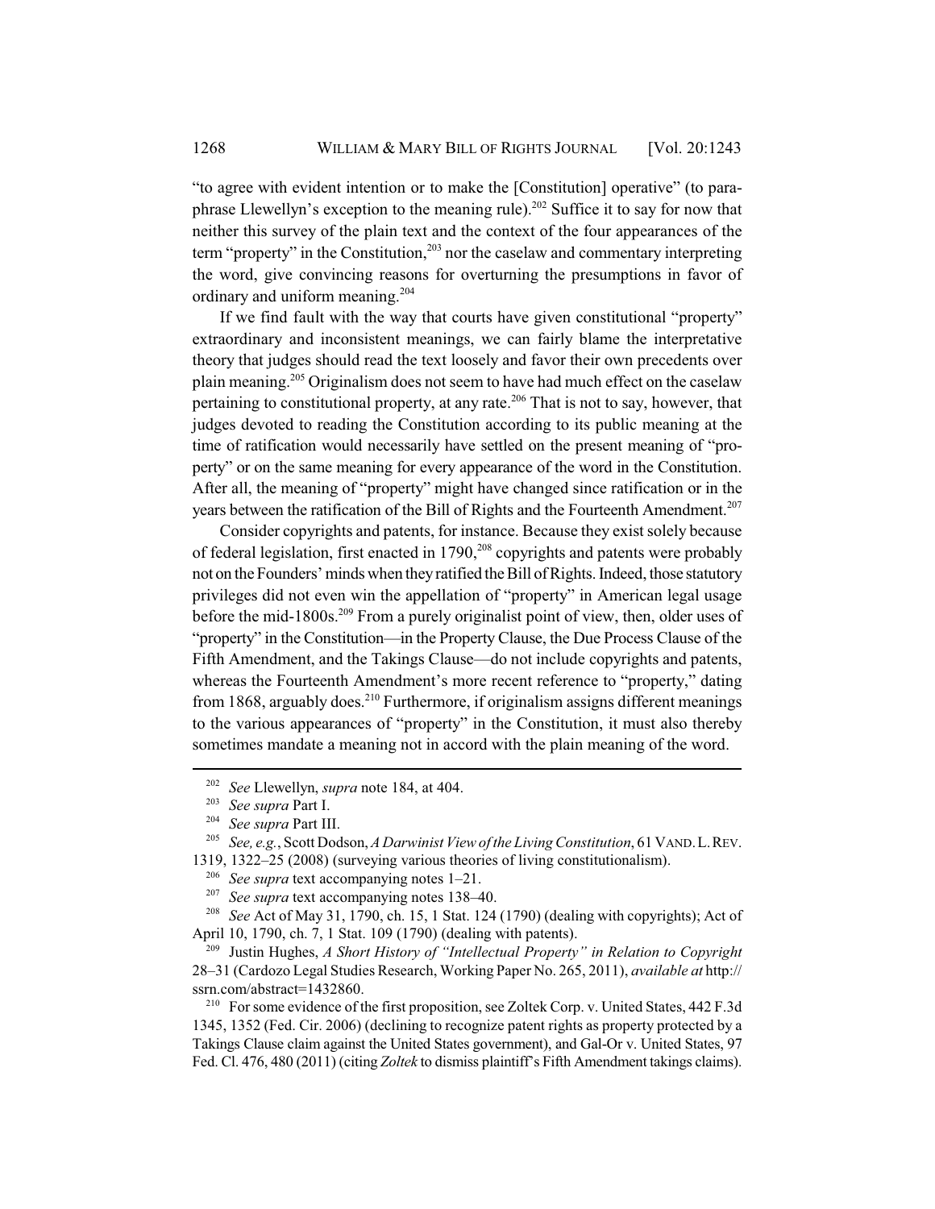"to agree with evident intention or to make the [Constitution] operative" (to paraphrase Llewellyn's exception to the meaning rule).[202] Suffice it to say for now that neither this survey of the plain text and the context of the four appearances of the term "property" in the Constitution,[203] nor the caselaw and commentary interpreting the word, give convincing reasons for overturning the presumptions in favor of ordinary and uniform meaning.[204]

If we find fault with the way that courts have given constitutional "property" extraordinary and inconsistent meanings, we can fairly blame the interpretative theory that judges should read the text loosely and favor their own precedents over plain meaning.[205] Originalism does not seem to have had much effect on the caselaw pertaining to constitutional property, at any rate.[206] That is not to say, however, that judges devoted to reading the Constitution according to its public meaning at the time of ratification would necessarily have settled on the present meaning of "property" or on the same meaning for every appearance of the word in the Constitution. After all, the meaning of "property" might have changed since ratification or in the years between the ratification of the Bill of Rights and the Fourteenth Amendment.[207]

Consider copyrights and patents, for instance. Because they exist solely because of federal legislation, first enacted in 1790,[208] copyrights and patents were probably not on the Founders' minds when they ratified the Bill of Rights. Indeed, those statutory privileges did not even win the appellation of "property" in American legal usage before the mid-1800s.[209] From a purely originalist point of view, then, older uses of "property" in the Constitution—in the Property Clause, the Due Process Clause of the Fifth Amendment, and the Takings Clause—do not include copyrights and patents, whereas the Fourteenth Amendment's more recent reference to "property," dating from 1868, arguably does.[210] Furthermore, if originalism assigns different meanings to the various appearances of "property" in the Constitution, it must also thereby sometimes mandate a meaning not in accord with the plain meaning of the word.

---

[202] *See* Llewellyn, *supra* note 184, at 404.

[203] *See supra* Part I.

[204] *See supra* Part III.

[205] *See, e.g.*, Scott Dodson, *A Darwinist View of the Living Constitution*, 61 VAND. L. REV. 1319, 1322–25 (2008) (surveying various theories of living constitutionalism).

[206] *See supra* text accompanying notes 1–21.

[207] *See supra* text accompanying notes 138–40.

[208] *See* Act of May 31, 1790, ch. 15, 1 Stat. 124 (1790) (dealing with copyrights); Act of April 10, 1790, ch. 7, 1 Stat. 109 (1790) (dealing with patents).

[209] Justin Hughes, *A Short History of "Intellectual Property" in Relation to Copyright* 28–31 (Cardozo Legal Studies Research, Working Paper No. 265, 2011), *available at* http://ssrn.com/abstract=1432860.

[210] For some evidence of the first proposition, see Zoltek Corp. v. United States, 442 F.3d 1345, 1352 (Fed. Cir. 2006) (declining to recognize patent rights as property protected by a Takings Clause claim against the United States government), and Gal-Or v. United States, 97 Fed. Cl. 476, 480 (2011) (citing *Zoltek* to dismiss plaintiff's Fifth Amendment takings claims).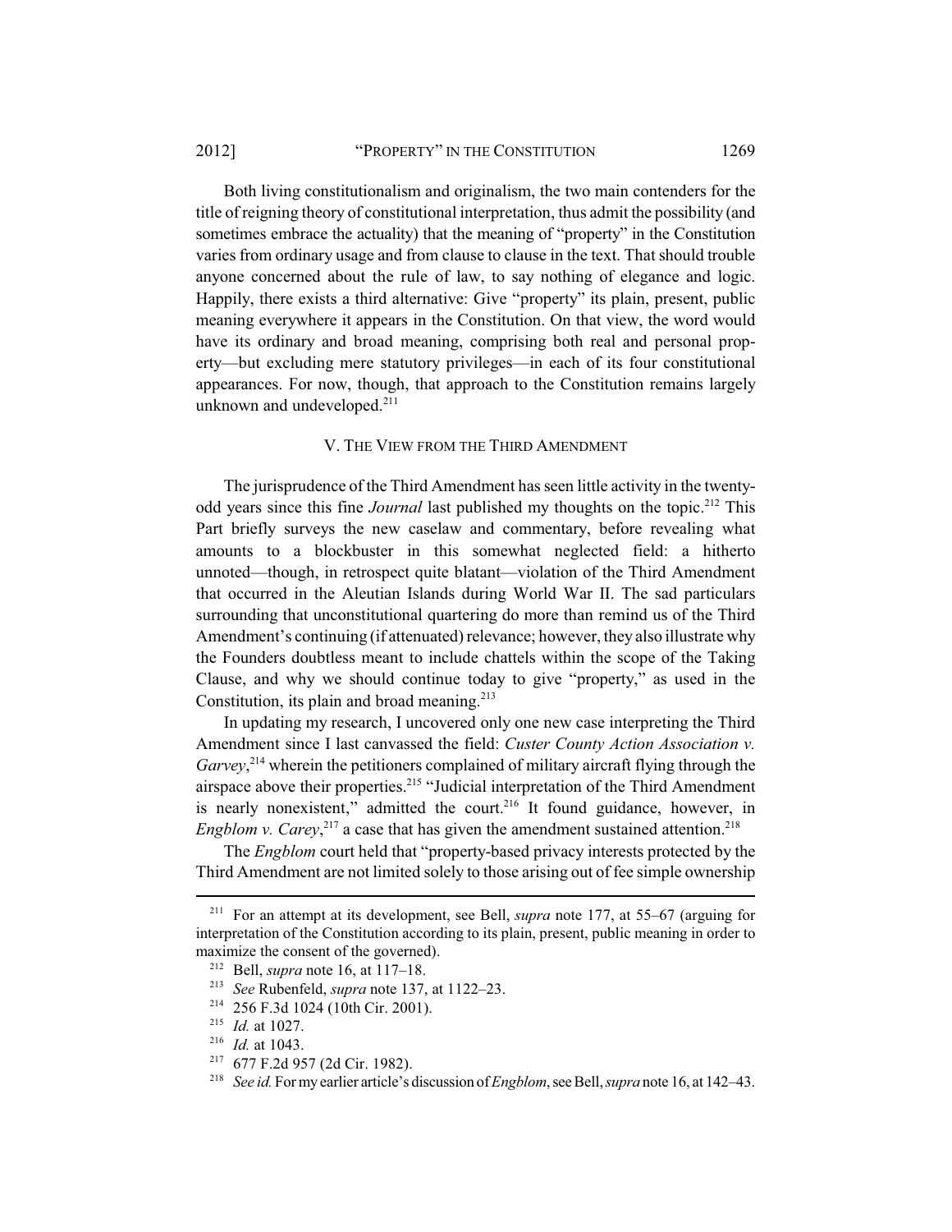Both living constitutionalism and originalism, the two main contenders for the title of reigning theory of constitutional interpretation, thus admit the possibility (and sometimes embrace the actuality) that the meaning of "property" in the Constitution varies from ordinary usage and from clause to clause in the text. That should trouble anyone concerned about the rule of law, to say nothing of elegance and logic. Happily, there exists a third alternative: Give "property" its plain, present, public meaning everywhere it appears in the Constitution. On that view, the word would have its ordinary and broad meaning, comprising both real and personal property—but excluding mere statutory privileges—in each of its four constitutional appearances. For now, though, that approach to the Constitution remains largely unknown and undeveloped.[211]

## V. THE VIEW FROM THE THIRD AMENDMENT

The jurisprudence of the Third Amendment has seen little activity in the twenty-odd years since this fine *Journal* last published my thoughts on the topic.[212] This Part briefly surveys the new caselaw and commentary, before revealing what amounts to a blockbuster in this somewhat neglected field: a hitherto unnoted—though, in retrospect quite blatant—violation of the Third Amendment that occurred in the Aleutian Islands during World War II. The sad particulars surrounding that unconstitutional quartering do more than remind us of the Third Amendment's continuing (if attenuated) relevance; however, they also illustrate why the Founders doubtless meant to include chattels within the scope of the Taking Clause, and why we should continue today to give "property," as used in the Constitution, its plain and broad meaning.[213]

In updating my research, I uncovered only one new case interpreting the Third Amendment since I last canvassed the field: *Custer County Action Association v. Garvey*,[214] wherein the petitioners complained of military aircraft flying through the airspace above their properties.[215] "Judicial interpretation of the Third Amendment is nearly nonexistent," admitted the court.[216] It found guidance, however, in *Engblom v. Carey*,[217] a case that has given the amendment sustained attention.[218]

The *Engblom* court held that "property-based privacy interests protected by the Third Amendment are not limited solely to those arising out of fee simple ownership

---

[211] For an attempt at its development, see Bell, *supra* note 177, at 55–67 (arguing for interpretation of the Constitution according to its plain, present, public meaning in order to maximize the consent of the governed).

[212] Bell, *supra* note 16, at 117–18.

[213] *See* Rubenfeld, *supra* note 137, at 1122–23.

[214] 256 F.3d 1024 (10th Cir. 2001).

[215] *Id.* at 1027.

[216] *Id.* at 1043.

[217] 677 F.2d 957 (2d Cir. 1982).

[218] *See id.* For my earlier article's discussion of *Engblom*, see Bell, *supra* note 16, at 142–43.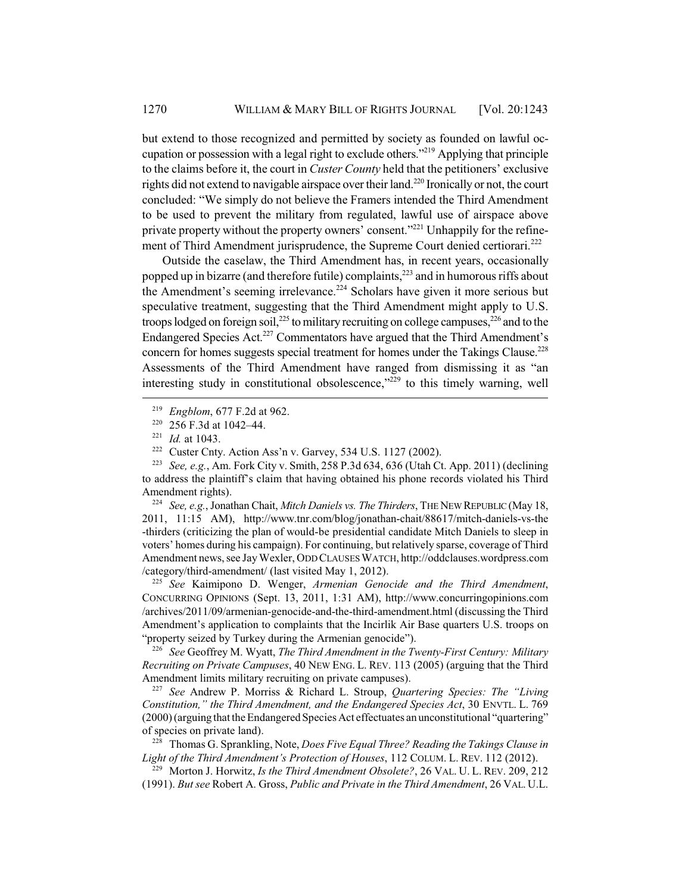but extend to those recognized and permitted by society as founded on lawful occupation or possession with a legal right to exclude others."[219] Applying that principle to the claims before it, the court in *Custer County* held that the petitioners' exclusive rights did not extend to navigable airspace over their land.[220] Ironically or not, the court concluded: "We simply do not believe the Framers intended the Third Amendment to be used to prevent the military from regulated, lawful use of airspace above private property without the property owners' consent."[221] Unhappily for the refinement of Third Amendment jurisprudence, the Supreme Court denied certiorari.[222]

Outside the caselaw, the Third Amendment has, in recent years, occasionally popped up in bizarre (and therefore futile) complaints,[223] and in humorous riffs about the Amendment's seeming irrelevance.[224] Scholars have given it more serious but speculative treatment, suggesting that the Third Amendment might apply to U.S. troops lodged on foreign soil,[225] to military recruiting on college campuses,[226] and to the Endangered Species Act.[227] Commentators have argued that the Third Amendment's concern for homes suggests special treatment for homes under the Takings Clause.[228] Assessments of the Third Amendment have ranged from dismissing it as "an interesting study in constitutional obsolescence,"[229] to this timely warning, well

---

[219] *Engblom*, 677 F.2d at 962.

[220] 256 F.3d at 1042–44.

[221] *Id.* at 1043.

[222] Custer Cnty. Action Ass'n v. Garvey, 534 U.S. 1127 (2002).

[223] *See, e.g.*, Am. Fork City v. Smith, 258 P.3d 634, 636 (Utah Ct. App. 2011) (declining to address the plaintiff's claim that having obtained his phone records violated his Third Amendment rights).

[224] *See, e.g.*, Jonathan Chait, *Mitch Daniels vs. The Thirders*, THE NEW REPUBLIC (May 18, 2011, 11:15 AM), http://www.tnr.com/blog/jonathan-chait/88617/mitch-daniels-vs-the-thirders (criticizing the plan of would-be presidential candidate Mitch Daniels to sleep in voters' homes during his campaign). For continuing, but relatively sparse, coverage of Third Amendment news, see Jay Wexler, ODD CLAUSES WATCH, http://oddclauses.wordpress.com/category/third-amendment/ (last visited May 1, 2012).

[225] *See* Kaimipono D. Wenger, *Armenian Genocide and the Third Amendment*, CONCURRING OPINIONS (Sept. 13, 2011, 1:31 AM), http://www.concurringopinions.com/archives/2011/09/armenian-genocide-and-the-third-amendment.html (discussing the Third Amendment's application to complaints that the Incirlik Air Base quarters U.S. troops on "property seized by Turkey during the Armenian genocide").

[226] *See* Geoffrey M. Wyatt, *The Third Amendment in the Twenty-First Century: Military Recruiting on Private Campuses*, 40 NEW ENG. L. REV. 113 (2005) (arguing that the Third Amendment limits military recruiting on private campuses).

[227] *See* Andrew P. Morriss & Richard L. Stroup, *Quartering Species: The "Living Constitution," the Third Amendment, and the Endangered Species Act*, 30 ENVTL. L. 769 (2000) (arguing that the Endangered Species Act effectuates an unconstitutional "quartering" of species on private land).

[228] Thomas G. Sprankling, Note, *Does Five Equal Three? Reading the Takings Clause in Light of the Third Amendment's Protection of Houses*, 112 COLUM. L. REV. 112 (2012).

[229] Morton J. Horwitz, *Is the Third Amendment Obsolete?*, 26 VAL. U. L. REV. 209, 212 (1991). *But see* Robert A. Gross, *Public and Private in the Third Amendment*, 26 VAL. U.L.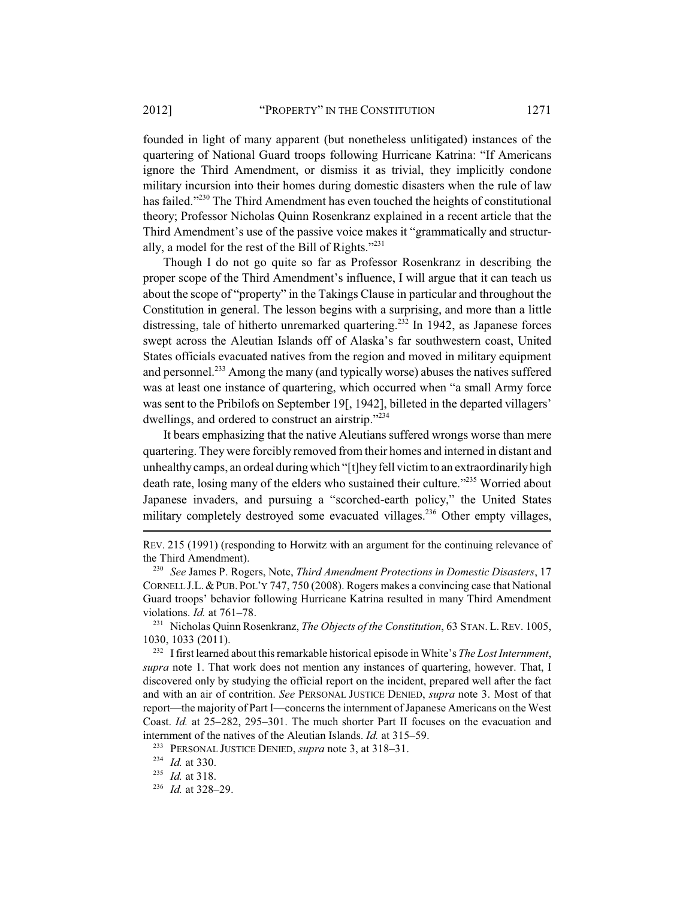founded in light of many apparent (but nonetheless unlitigated) instances of the quartering of National Guard troops following Hurricane Katrina: "If Americans ignore the Third Amendment, or dismiss it as trivial, they implicitly condone military incursion into their homes during domestic disasters when the rule of law has failed."[230] The Third Amendment has even touched the heights of constitutional theory; Professor Nicholas Quinn Rosenkranz explained in a recent article that the Third Amendment's use of the passive voice makes it "grammatically and structurally, a model for the rest of the Bill of Rights."[231]

Though I do not go quite so far as Professor Rosenkranz in describing the proper scope of the Third Amendment's influence, I will argue that it can teach us about the scope of "property" in the Takings Clause in particular and throughout the Constitution in general. The lesson begins with a surprising, and more than a little distressing, tale of hitherto unremarked quartering.[232] In 1942, as Japanese forces swept across the Aleutian Islands off of Alaska's far southwestern coast, United States officials evacuated natives from the region and moved in military equipment and personnel.[233] Among the many (and typically worse) abuses the natives suffered was at least one instance of quartering, which occurred when "a small Army force was sent to the Pribilofs on September 19[, 1942], billeted in the departed villagers' dwellings, and ordered to construct an airstrip."[234]

It bears emphasizing that the native Aleutians suffered wrongs worse than mere quartering. They were forcibly removed from their homes and interned in distant and unhealthy camps, an ordeal during which "[t]hey fell victim to an extraordinarily high death rate, losing many of the elders who sustained their culture."[235] Worried about Japanese invaders, and pursuing a "scorched-earth policy," the United States military completely destroyed some evacuated villages.[236] Other empty villages,

---

REV. 215 (1991) (responding to Horwitz with an argument for the continuing relevance of the Third Amendment).

[230] *See* James P. Rogers, Note, *Third Amendment Protections in Domestic Disasters*, 17 CORNELL J.L. & PUB. POL'Y 747, 750 (2008). Rogers makes a convincing case that National Guard troops' behavior following Hurricane Katrina resulted in many Third Amendment violations. *Id.* at 761–78.

[231] Nicholas Quinn Rosenkranz, *The Objects of the Constitution*, 63 STAN. L. REV. 1005, 1030, 1033 (2011).

[232] I first learned about this remarkable historical episode in White's *The Lost Internment*, *supra* note 1. That work does not mention any instances of quartering, however. That, I discovered only by studying the official report on the incident, prepared well after the fact and with an air of contrition. *See* PERSONAL JUSTICE DENIED, *supra* note 3. Most of that report—the majority of Part I—concerns the internment of Japanese Americans on the West Coast. *Id.* at 25–282, 295–301. The much shorter Part II focuses on the evacuation and internment of the natives of the Aleutian Islands. *Id.* at 315–59.

[233] PERSONAL JUSTICE DENIED, *supra* note 3, at 318–31.

[234] *Id.* at 330.

[235] *Id.* at 318.

[236] *Id.* at 328–29.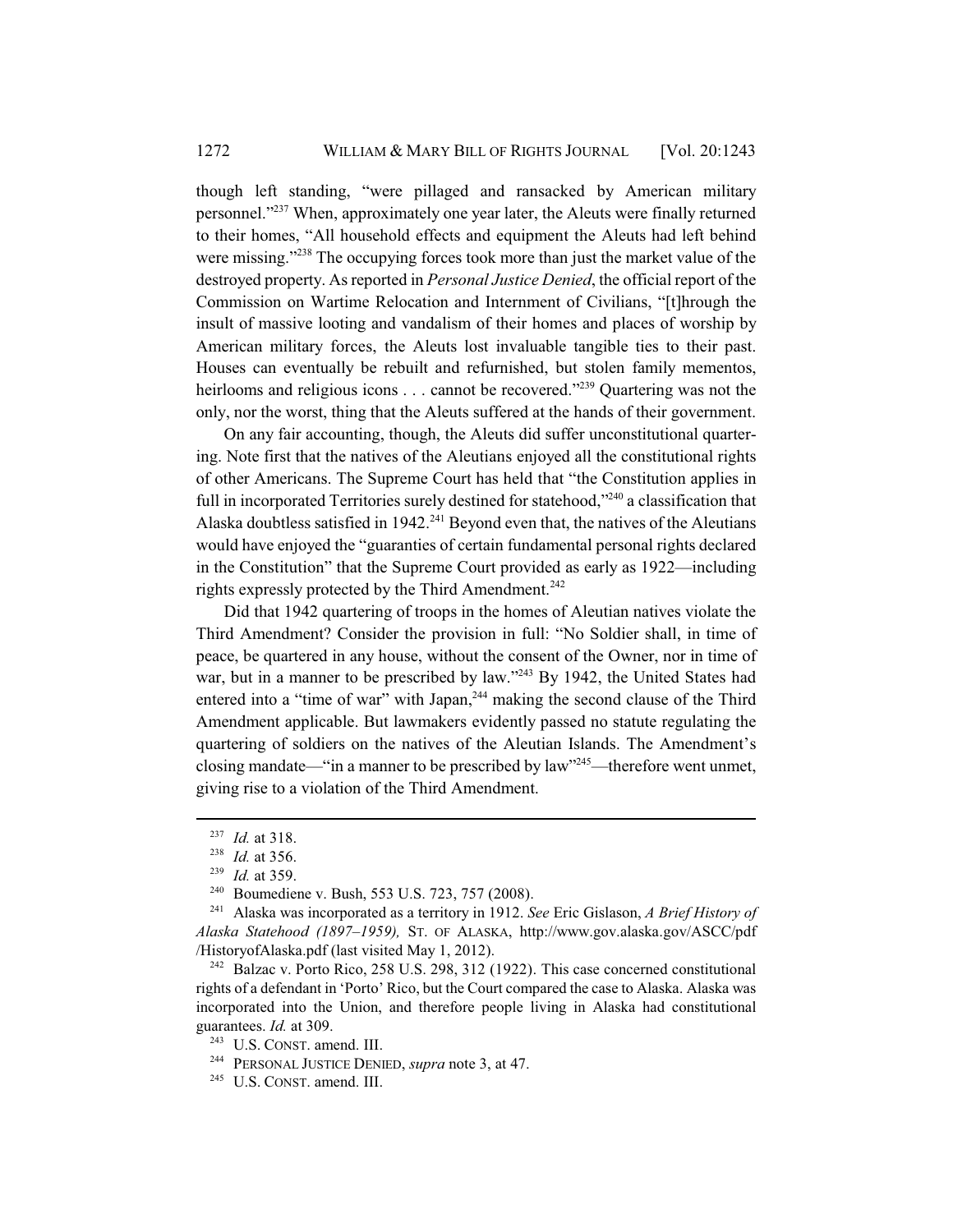though left standing, "were pillaged and ransacked by American military personnel."[237] When, approximately one year later, the Aleuts were finally returned to their homes, "All household effects and equipment the Aleuts had left behind were missing."[238] The occupying forces took more than just the market value of the destroyed property. As reported in *Personal Justice Denied*, the official report of the Commission on Wartime Relocation and Internment of Civilians, "[t]hrough the insult of massive looting and vandalism of their homes and places of worship by American military forces, the Aleuts lost invaluable tangible ties to their past. Houses can eventually be rebuilt and refurnished, but stolen family mementos, heirlooms and religious icons . . . cannot be recovered."[239] Quartering was not the only, nor the worst, thing that the Aleuts suffered at the hands of their government.

On any fair accounting, though, the Aleuts did suffer unconstitutional quartering. Note first that the natives of the Aleutians enjoyed all the constitutional rights of other Americans. The Supreme Court has held that "the Constitution applies in full in incorporated Territories surely destined for statehood,"[240] a classification that Alaska doubtless satisfied in 1942.[241] Beyond even that, the natives of the Aleutians would have enjoyed the "guaranties of certain fundamental personal rights declared in the Constitution" that the Supreme Court provided as early as 1922—including rights expressly protected by the Third Amendment.[242]

Did that 1942 quartering of troops in the homes of Aleutian natives violate the Third Amendment? Consider the provision in full: "No Soldier shall, in time of peace, be quartered in any house, without the consent of the Owner, nor in time of war, but in a manner to be prescribed by law."[243] By 1942, the United States had entered into a "time of war" with Japan,[244] making the second clause of the Third Amendment applicable. But lawmakers evidently passed no statute regulating the quartering of soldiers on the natives of the Aleutian Islands. The Amendment's closing mandate—"in a manner to be prescribed by law"[245]—therefore went unmet, giving rise to a violation of the Third Amendment.

---

[237] *Id.* at 318.

[238] *Id.* at 356.

[239] *Id.* at 359.

[240] Boumediene v. Bush, 553 U.S. 723, 757 (2008).

[241] Alaska was incorporated as a territory in 1912. *See* Eric Gislason, *A Brief History of Alaska Statehood (1897–1959),* ST. OF ALASKA, http://www.gov.alaska.gov/ASCC/pdf/HistoryofAlaska.pdf (last visited May 1, 2012).

[242] Balzac v. Porto Rico, 258 U.S. 298, 312 (1922). This case concerned constitutional rights of a defendant in 'Porto' Rico, but the Court compared the case to Alaska. Alaska was incorporated into the Union, and therefore people living in Alaska had constitutional guarantees. *Id.* at 309.

[243] U.S. CONST. amend. III.

[244] PERSONAL JUSTICE DENIED, *supra* note 3, at 47.

[245] U.S. CONST. amend. III.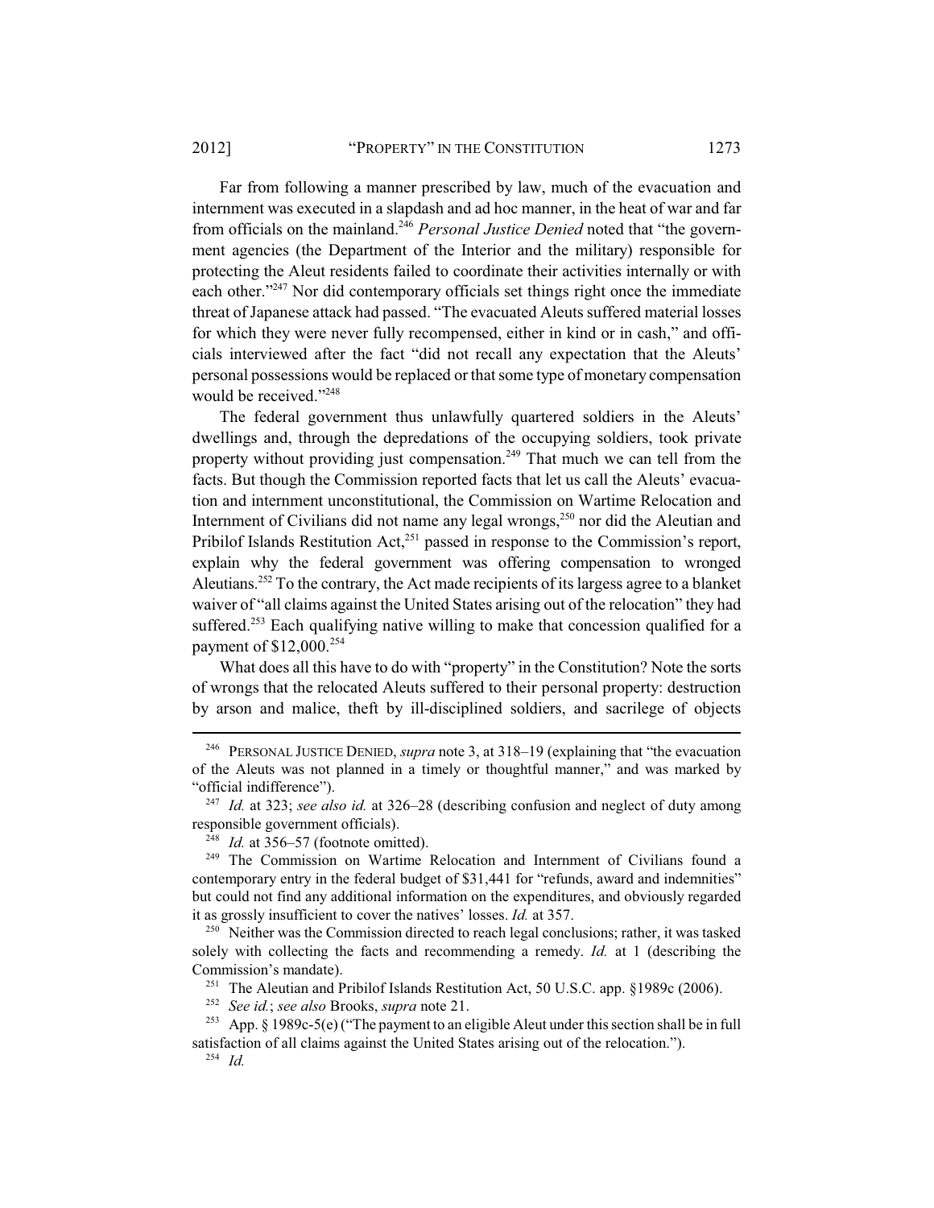Far from following a manner prescribed by law, much of the evacuation and internment was executed in a slapdash and ad hoc manner, in the heat of war and far from officials on the mainland.[246] *Personal Justice Denied* noted that "the government agencies (the Department of the Interior and the military) responsible for protecting the Aleut residents failed to coordinate their activities internally or with each other."[247] Nor did contemporary officials set things right once the immediate threat of Japanese attack had passed. "The evacuated Aleuts suffered material losses for which they were never fully recompensed, either in kind or in cash," and officials interviewed after the fact "did not recall any expectation that the Aleuts' personal possessions would be replaced or that some type of monetary compensation would be received."[248]

The federal government thus unlawfully quartered soldiers in the Aleuts' dwellings and, through the depredations of the occupying soldiers, took private property without providing just compensation.[249] That much we can tell from the facts. But though the Commission reported facts that let us call the Aleuts' evacuation and internment unconstitutional, the Commission on Wartime Relocation and Internment of Civilians did not name any legal wrongs,[250] nor did the Aleutian and Pribilof Islands Restitution Act,[251] passed in response to the Commission's report, explain why the federal government was offering compensation to wronged Aleutians.[252] To the contrary, the Act made recipients of its largess agree to a blanket waiver of "all claims against the United States arising out of the relocation" they had suffered.[253] Each qualifying native willing to make that concession qualified for a payment of $12,000.[254]

What does all this have to do with "property" in the Constitution? Note the sorts of wrongs that the relocated Aleuts suffered to their personal property: destruction by arson and malice, theft by ill-disciplined soldiers, and sacrilege of objects

---

[246] PERSONAL JUSTICE DENIED, *supra* note 3, at 318–19 (explaining that "the evacuation of the Aleuts was not planned in a timely or thoughtful manner," and was marked by "official indifference").

[247] *Id.* at 323; *see also id.* at 326–28 (describing confusion and neglect of duty among responsible government officials).

[248] *Id.* at 356–57 (footnote omitted).

[249] The Commission on Wartime Relocation and Internment of Civilians found a contemporary entry in the federal budget of $31,441 for "refunds, award and indemnities" but could not find any additional information on the expenditures, and obviously regarded it as grossly insufficient to cover the natives' losses. *Id.* at 357.

[250] Neither was the Commission directed to reach legal conclusions; rather, it was tasked solely with collecting the facts and recommending a remedy. *Id.* at 1 (describing the Commission's mandate).

[251] The Aleutian and Pribilof Islands Restitution Act, 50 U.S.C. app. §1989c (2006).

[252] *See id.*; *see also* Brooks, *supra* note 21.

[253] App. § 1989c-5(e) ("The payment to an eligible Aleut under this section shall be in full satisfaction of all claims against the United States arising out of the relocation.").

[254] *Id.*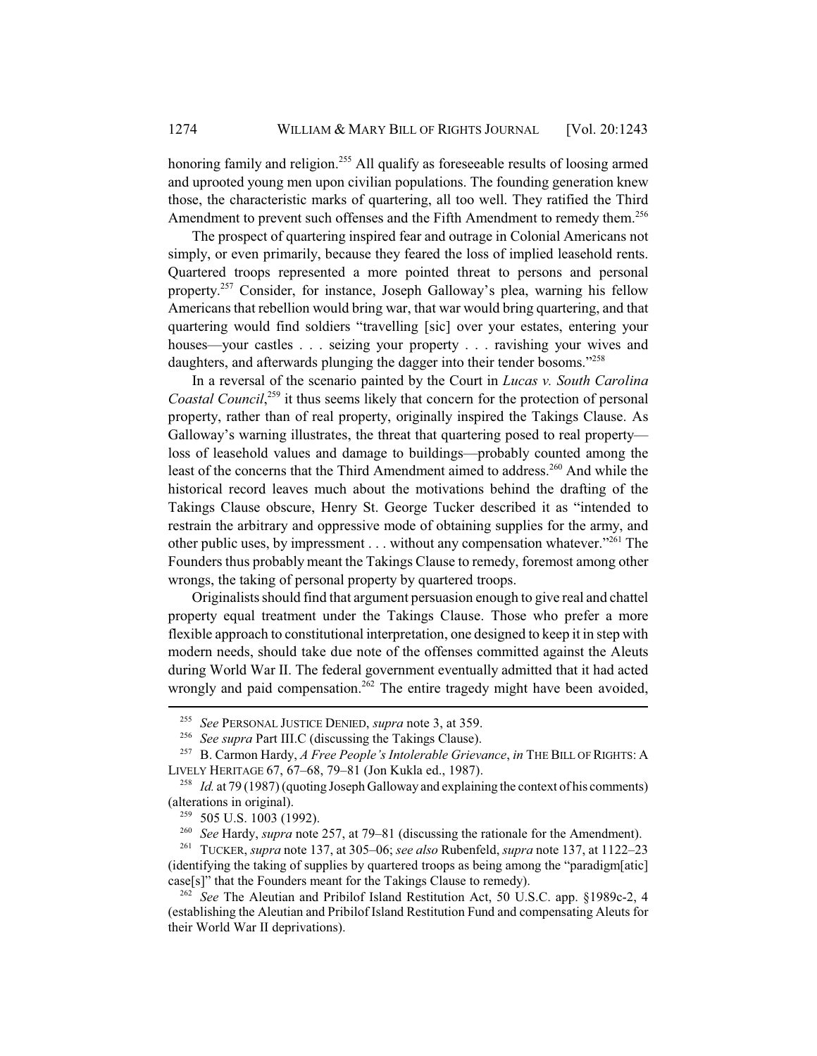honoring family and religion.[255] All qualify as foreseeable results of loosing armed and uprooted young men upon civilian populations. The founding generation knew those, the characteristic marks of quartering, all too well. They ratified the Third Amendment to prevent such offenses and the Fifth Amendment to remedy them.[256]

The prospect of quartering inspired fear and outrage in Colonial Americans not simply, or even primarily, because they feared the loss of implied leasehold rents. Quartered troops represented a more pointed threat to persons and personal property.[257] Consider, for instance, Joseph Galloway's plea, warning his fellow Americans that rebellion would bring war, that war would bring quartering, and that quartering would find soldiers "travelling [sic] over your estates, entering your houses—your castles . . . seizing your property . . . ravishing your wives and daughters, and afterwards plunging the dagger into their tender bosoms."[258]

In a reversal of the scenario painted by the Court in *Lucas v. South Carolina Coastal Council*,[259] it thus seems likely that concern for the protection of personal property, rather than of real property, originally inspired the Takings Clause. As Galloway's warning illustrates, the threat that quartering posed to real property—loss of leasehold values and damage to buildings—probably counted among the least of the concerns that the Third Amendment aimed to address.[260] And while the historical record leaves much about the motivations behind the drafting of the Takings Clause obscure, Henry St. George Tucker described it as "intended to restrain the arbitrary and oppressive mode of obtaining supplies for the army, and other public uses, by impressment . . . without any compensation whatever."[261] The Founders thus probably meant the Takings Clause to remedy, foremost among other wrongs, the taking of personal property by quartered troops.

Originalists should find that argument persuasion enough to give real and chattel property equal treatment under the Takings Clause. Those who prefer a more flexible approach to constitutional interpretation, one designed to keep it in step with modern needs, should take due note of the offenses committed against the Aleuts during World War II. The federal government eventually admitted that it had acted wrongly and paid compensation.[262] The entire tragedy might have been avoided,

---

[255] *See* PERSONAL JUSTICE DENIED, *supra* note 3, at 359.

[256] *See supra* Part III.C (discussing the Takings Clause).

[257] B. Carmon Hardy, *A Free People's Intolerable Grievance*, *in* THE BILL OF RIGHTS: A LIVELY HERITAGE 67, 67–68, 79–81 (Jon Kukla ed., 1987).

[258] *Id.* at 79 (1987) (quoting Joseph Galloway and explaining the context of his comments) (alterations in original).

[259] 505 U.S. 1003 (1992).

[260] *See* Hardy, *supra* note 257, at 79–81 (discussing the rationale for the Amendment).

[261] TUCKER, *supra* note 137, at 305–06; *see also* Rubenfeld, *supra* note 137, at 1122–23 (identifying the taking of supplies by quartered troops as being among the "paradigm[atic] case[s]" that the Founders meant for the Takings Clause to remedy).

[262] *See* The Aleutian and Pribilof Island Restitution Act, 50 U.S.C. app. §1989c-2, 4 (establishing the Aleutian and Pribilof Island Restitution Fund and compensating Aleuts for their World War II deprivations).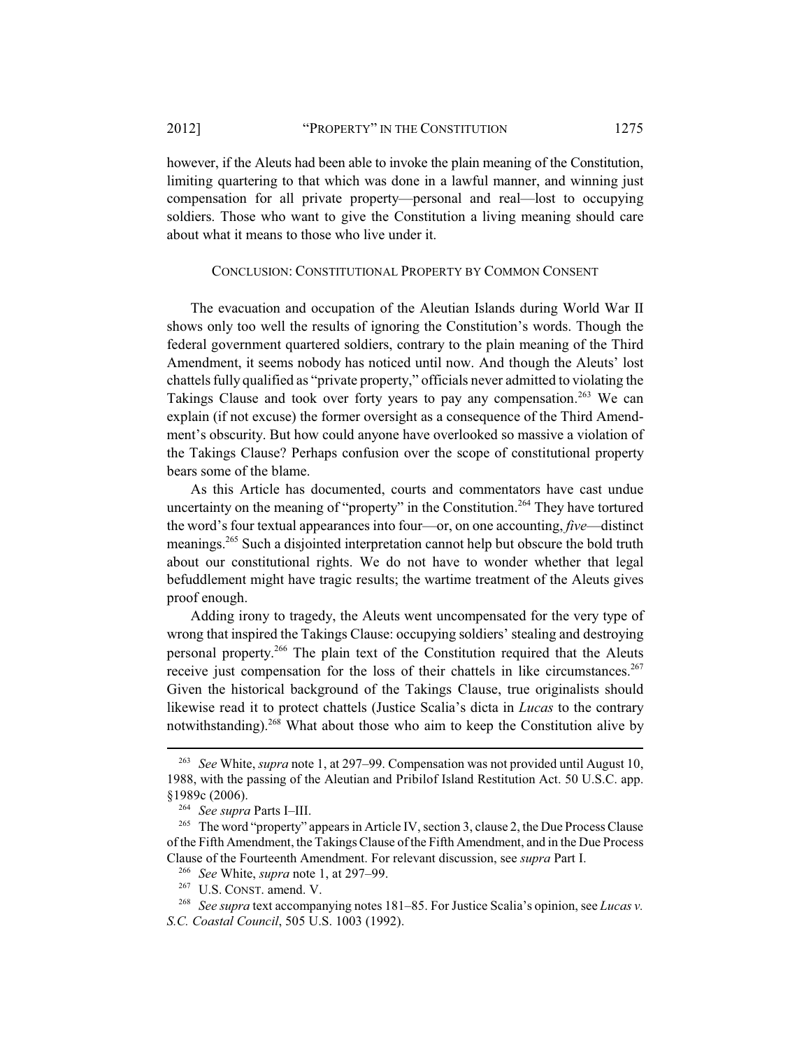however, if the Aleuts had been able to invoke the plain meaning of the Constitution, limiting quartering to that which was done in a lawful manner, and winning just compensation for all private property—personal and real—lost to occupying soldiers. Those who want to give the Constitution a living meaning should care about what it means to those who live under it.

## CONCLUSION: CONSTITUTIONAL PROPERTY BY COMMON CONSENT

The evacuation and occupation of the Aleutian Islands during World War II shows only too well the results of ignoring the Constitution's words. Though the federal government quartered soldiers, contrary to the plain meaning of the Third Amendment, it seems nobody has noticed until now. And though the Aleuts' lost chattels fully qualified as "private property," officials never admitted to violating the Takings Clause and took over forty years to pay any compensation.[263] We can explain (if not excuse) the former oversight as a consequence of the Third Amendment's obscurity. But how could anyone have overlooked so massive a violation of the Takings Clause? Perhaps confusion over the scope of constitutional property bears some of the blame.

As this Article has documented, courts and commentators have cast undue uncertainty on the meaning of "property" in the Constitution.[264] They have tortured the word's four textual appearances into four—or, on one accounting, *five*—distinct meanings.[265] Such a disjointed interpretation cannot help but obscure the bold truth about our constitutional rights. We do not have to wonder whether that legal befuddlement might have tragic results; the wartime treatment of the Aleuts gives proof enough.

Adding irony to tragedy, the Aleuts went uncompensated for the very type of wrong that inspired the Takings Clause: occupying soldiers' stealing and destroying personal property.[266] The plain text of the Constitution required that the Aleuts receive just compensation for the loss of their chattels in like circumstances.[267] Given the historical background of the Takings Clause, true originalists should likewise read it to protect chattels (Justice Scalia's dicta in *Lucas* to the contrary notwithstanding).[268] What about those who aim to keep the Constitution alive by

---

[263] *See* White, *supra* note 1, at 297–99. Compensation was not provided until August 10, 1988, with the passing of the Aleutian and Pribilof Island Restitution Act. 50 U.S.C. app. §1989c (2006).

[264] *See supra* Parts I–III.

[265] The word "property" appears in Article IV, section 3, clause 2, the Due Process Clause of the Fifth Amendment, the Takings Clause of the Fifth Amendment, and in the Due Process Clause of the Fourteenth Amendment. For relevant discussion, see *supra* Part I.

[266] *See* White, *supra* note 1, at 297–99.

[267] U.S. CONST. amend. V.

[268] *See supra* text accompanying notes 181–85. For Justice Scalia's opinion, see *Lucas v. S.C. Coastal Council*, 505 U.S. 1003 (1992).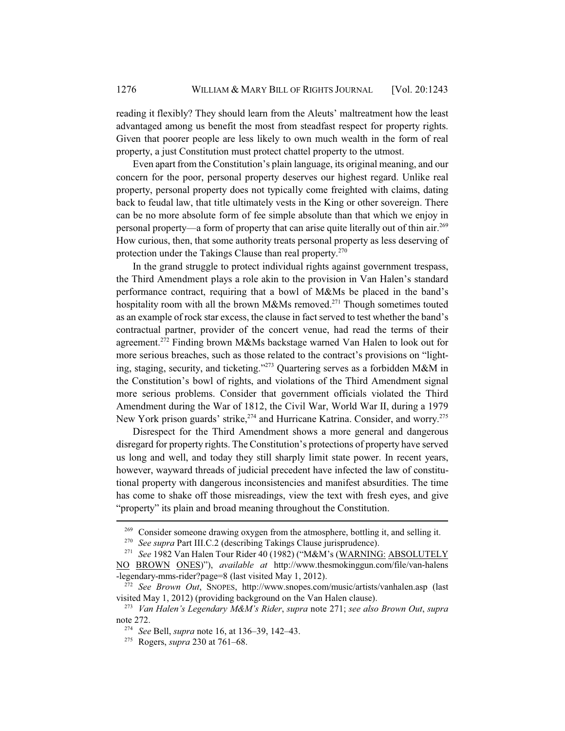reading it flexibly? They should learn from the Aleuts' maltreatment how the least advantaged among us benefit the most from steadfast respect for property rights. Given that poorer people are less likely to own much wealth in the form of real property, a just Constitution must protect chattel property to the utmost.

Even apart from the Constitution's plain language, its original meaning, and our concern for the poor, personal property deserves our highest regard. Unlike real property, personal property does not typically come freighted with claims, dating back to feudal law, that title ultimately vests in the King or other sovereign. There can be no more absolute form of fee simple absolute than that which we enjoy in personal property—a form of property that can arise quite literally out of thin air.[269] How curious, then, that some authority treats personal property as less deserving of protection under the Takings Clause than real property.[270]

In the grand struggle to protect individual rights against government trespass, the Third Amendment plays a role akin to the provision in Van Halen's standard performance contract, requiring that a bowl of M&Ms be placed in the band's hospitality room with all the brown M&Ms removed.[271] Though sometimes touted as an example of rock star excess, the clause in fact served to test whether the band's contractual partner, provider of the concert venue, had read the terms of their agreement.[272] Finding brown M&Ms backstage warned Van Halen to look out for more serious breaches, such as those related to the contract's provisions on "lighting, staging, security, and ticketing."[273] Quartering serves as a forbidden M&M in the Constitution's bowl of rights, and violations of the Third Amendment signal more serious problems. Consider that government officials violated the Third Amendment during the War of 1812, the Civil War, World War II, during a 1979 New York prison guards' strike,[274] and Hurricane Katrina. Consider, and worry.[275]

Disrespect for the Third Amendment shows a more general and dangerous disregard for property rights. The Constitution's protections of property have served us long and well, and today they still sharply limit state power. In recent years, however, wayward threads of judicial precedent have infected the law of constitutional property with dangerous inconsistencies and manifest absurdities. The time has come to shake off those misreadings, view the text with fresh eyes, and give "property" its plain and broad meaning throughout the Constitution.

---

[269] Consider someone drawing oxygen from the atmosphere, bottling it, and selling it.

[270] *See supra* Part III.C.2 (describing Takings Clause jurisprudence).

[271] *See* 1982 Van Halen Tour Rider 40 (1982) ("M&M's (WARNING: ABSOLUTELY NO BROWN ONES)"), *available at* http://www.thesmokinggun.com/file/van-halens-legendary-mms-rider?page=8 (last visited May 1, 2012).

[272] *See Brown Out*, SNOPES, http://www.snopes.com/music/artists/vanhalen.asp (last visited May 1, 2012) (providing background on the Van Halen clause).

[273] *Van Halen's Legendary M&M's Rider*, *supra* note 271; *see also Brown Out*, *supra* note 272.

[274] *See* Bell, *supra* note 16, at 136–39, 142–43.

[275] Rogers, *supra* 230 at 761–68.